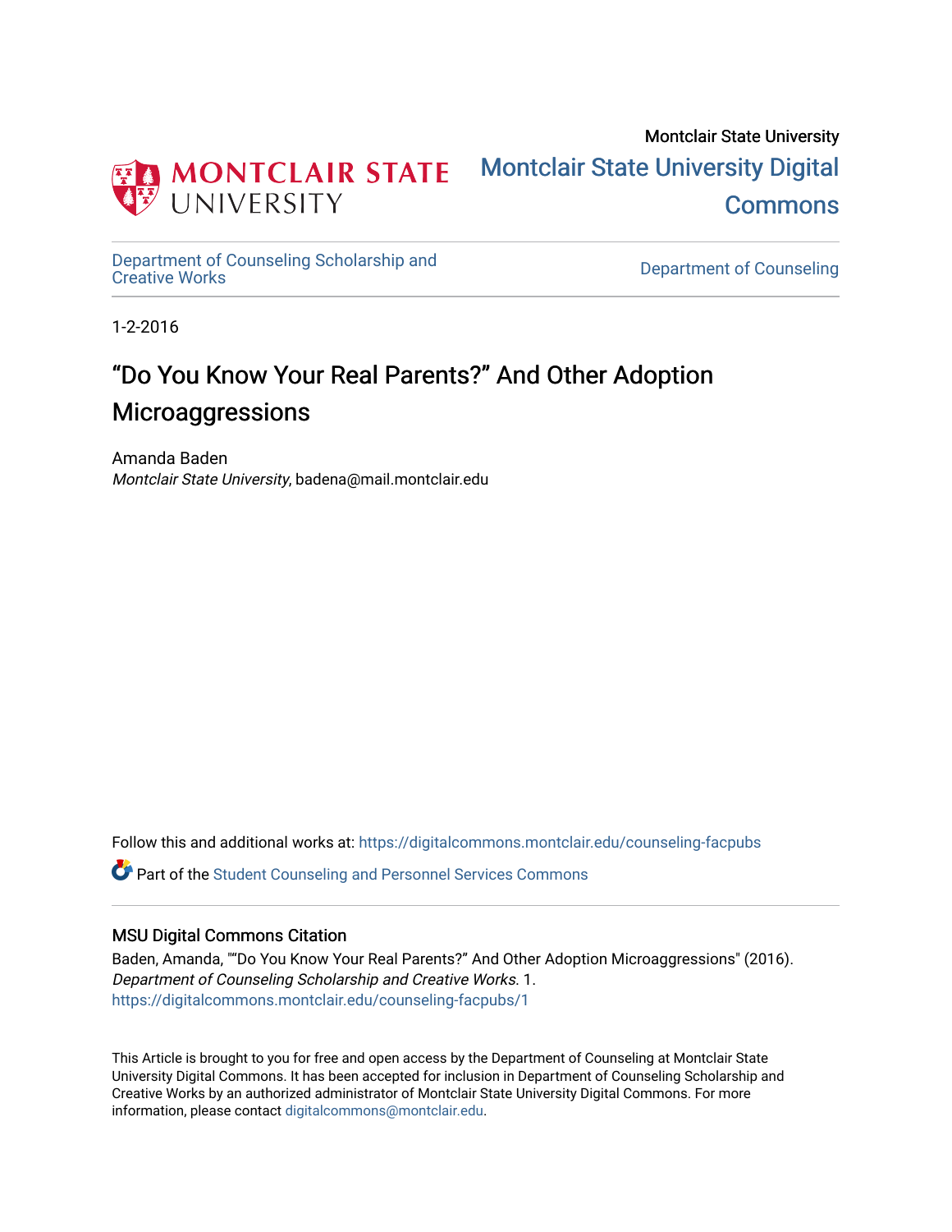Montclair State University

# Montclair State University Digital Commons

Department of Counseling Scholarship and Creative Works

Department of Counseling

1-2-2016

# "Do You Know Your Real Parents?" And Other Adoption Microaggressions

Amanda Baden

*Montclair State University*, badena@mail.montclair.edu

Follow this and additional works at: https://digitalcommons.montclair.edu/counseling-facpubs

Part of the Student Counseling and Personnel Services Commons

## MSU Digital Commons Citation

Baden, Amanda, ""Do You Know Your Real Parents?" And Other Adoption Microaggressions" (2016). *Department of Counseling Scholarship and Creative Works*. 1.
https://digitalcommons.montclair.edu/counseling-facpubs/1

This Article is brought to you for free and open access by the Department of Counseling at Montclair State University Digital Commons. It has been accepted for inclusion in Department of Counseling Scholarship and Creative Works by an authorized administrator of Montclair State University Digital Commons. For more information, please contact digitalcommons@montclair.edu.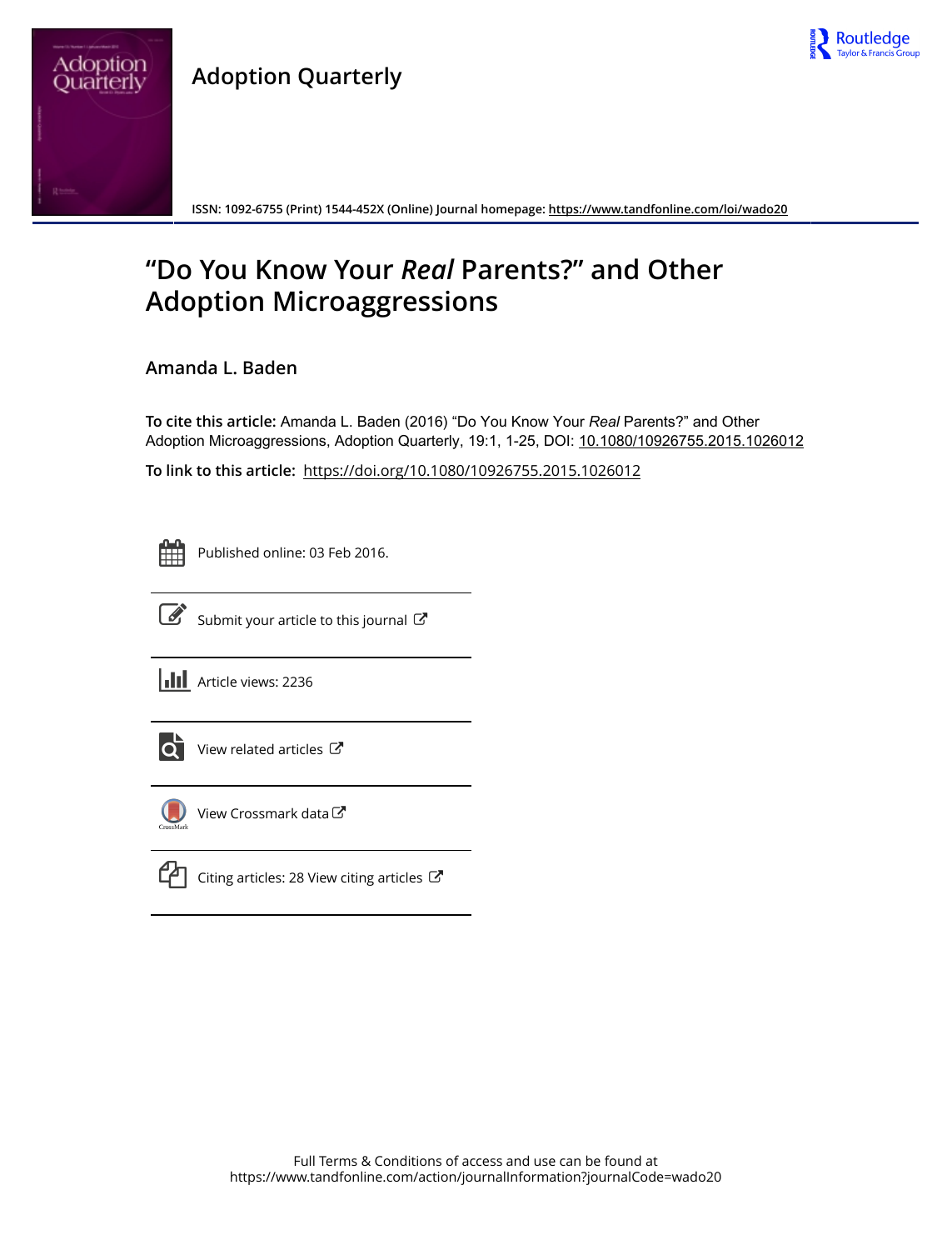Adoption Quarterly

ISSN: 1092-6755 (Print) 1544-452X (Online) Journal homepage: https://www.tandfonline.com/loi/wado20

# "Do You Know Your *Real* Parents?" and Other Adoption Microaggressions

Amanda L. Baden

**To cite this article:** Amanda L. Baden (2016) "Do You Know Your *Real* Parents?" and Other Adoption Microaggressions, Adoption Quarterly, 19:1, 1-25, DOI: 10.1080/10926755.2015.1026012

**To link to this article:** https://doi.org/10.1080/10926755.2015.1026012

Published online: 03 Feb 2016.

Submit your article to this journal

Article views: 2236

View related articles

View Crossmark data

Citing articles: 28 View citing articles

Full Terms & Conditions of access and use can be found at
https://www.tandfonline.com/action/journalInformation?journalCode=wado20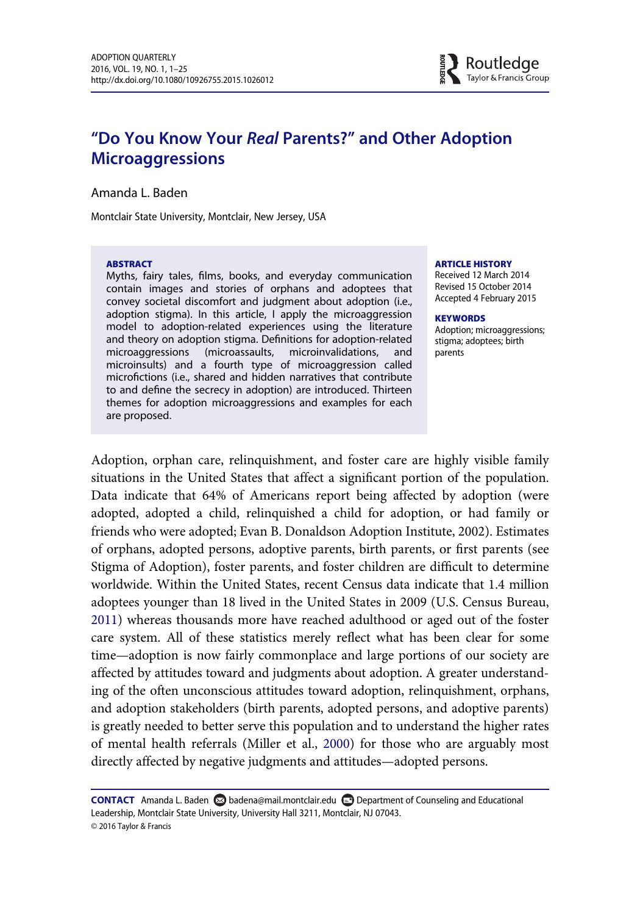# "Do You Know Your *Real* Parents?" and Other Adoption Microaggressions

Amanda L. Baden

Montclair State University, Montclair, New Jersey, USA

**ABSTRACT**

Myths, fairy tales, films, books, and everyday communication contain images and stories of orphans and adoptees that convey societal discomfort and judgment about adoption (i.e., adoption stigma). In this article, I apply the microaggression model to adoption-related experiences using the literature and theory on adoption stigma. Definitions for adoption-related microaggressions (microassaults, microinvalidations, and microinsults) and a fourth type of microaggression called microfictions (i.e., shared and hidden narratives that contribute to and define the secrecy in adoption) are introduced. Thirteen themes for adoption microaggressions and examples for each are proposed.

**ARTICLE HISTORY**

Received 12 March 2014
Revised 15 October 2014
Accepted 4 February 2015

**KEYWORDS**

Adoption; microaggressions; stigma; adoptees; birth parents

Adoption, orphan care, relinquishment, and foster care are highly visible family situations in the United States that affect a significant portion of the population. Data indicate that 64% of Americans report being affected by adoption (were adopted, adopted a child, relinquished a child for adoption, or had family or friends who were adopted; Evan B. Donaldson Adoption Institute, 2002). Estimates of orphans, adopted persons, adoptive parents, birth parents, or first parents (see Stigma of Adoption), foster parents, and foster children are difficult to determine worldwide. Within the United States, recent Census data indicate that 1.4 million adoptees younger than 18 lived in the United States in 2009 (U.S. Census Bureau, 2011) whereas thousands more have reached adulthood or aged out of the foster care system. All of these statistics merely reflect what has been clear for some time—adoption is now fairly commonplace and large portions of our society are affected by attitudes toward and judgments about adoption. A greater understanding of the often unconscious attitudes toward adoption, relinquishment, orphans, and adoption stakeholders (birth parents, adopted persons, and adoptive parents) is greatly needed to better serve this population and to understand the higher rates of mental health referrals (Miller et al., 2000) for those who are arguably most directly affected by negative judgments and attitudes—adopted persons.

**CONTACT** Amanda L. Baden badena@mail.montclair.edu Department of Counseling and Educational Leadership, Montclair State University, University Hall 3211, Montclair, NJ 07043.

© 2016 Taylor & Francis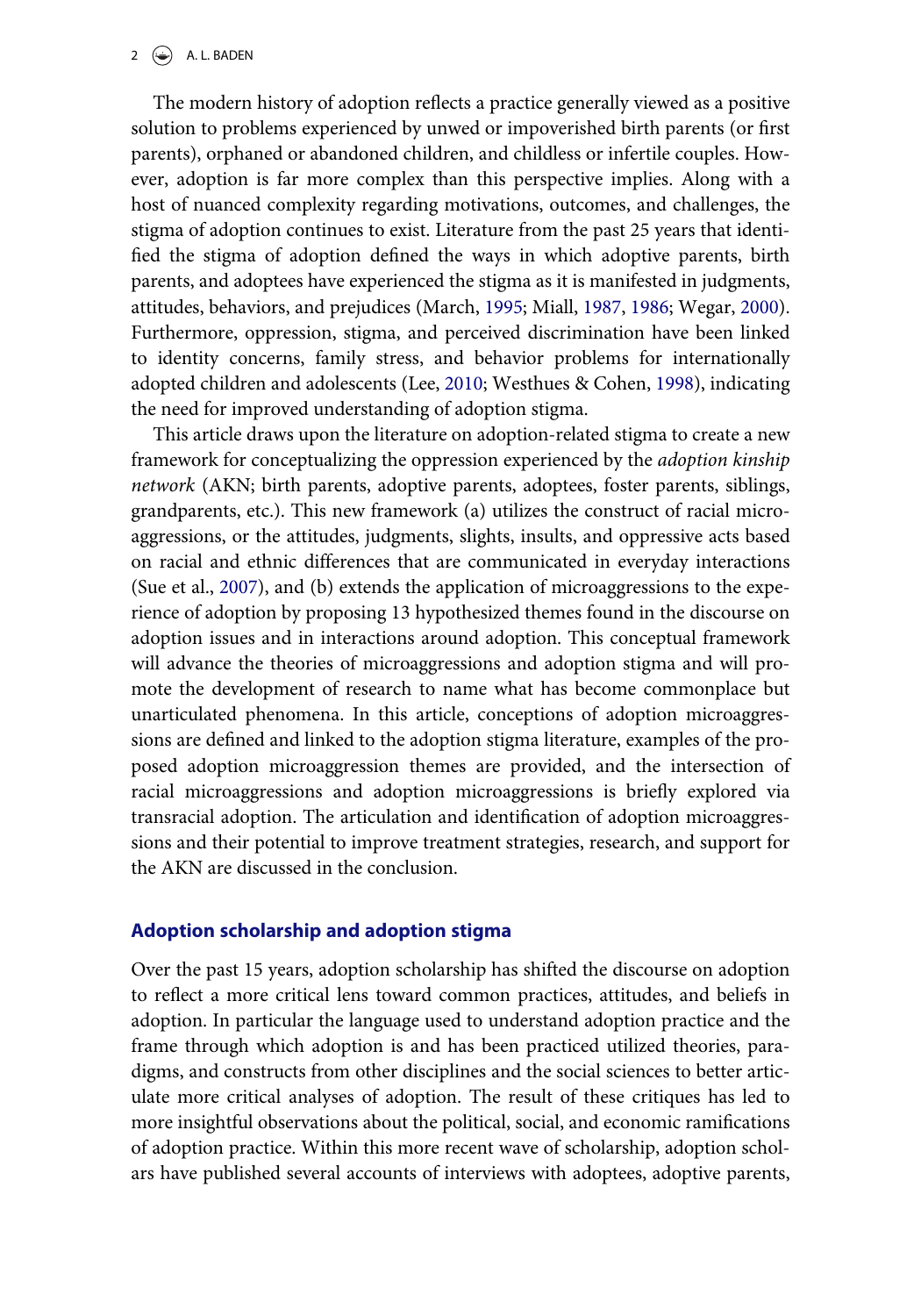The modern history of adoption reflects a practice generally viewed as a positive solution to problems experienced by unwed or impoverished birth parents (or first parents), orphaned or abandoned children, and childless or infertile couples. However, adoption is far more complex than this perspective implies. Along with a host of nuanced complexity regarding motivations, outcomes, and challenges, the stigma of adoption continues to exist. Literature from the past 25 years that identified the stigma of adoption defined the ways in which adoptive parents, birth parents, and adoptees have experienced the stigma as it is manifested in judgments, attitudes, behaviors, and prejudices (March, 1995; Miall, 1987, 1986; Wegar, 2000). Furthermore, oppression, stigma, and perceived discrimination have been linked to identity concerns, family stress, and behavior problems for internationally adopted children and adolescents (Lee, 2010; Westhues & Cohen, 1998), indicating the need for improved understanding of adoption stigma.

This article draws upon the literature on adoption-related stigma to create a new framework for conceptualizing the oppression experienced by the *adoption kinship network* (AKN; birth parents, adoptive parents, adoptees, foster parents, siblings, grandparents, etc.). This new framework (a) utilizes the construct of racial microaggressions, or the attitudes, judgments, slights, insults, and oppressive acts based on racial and ethnic differences that are communicated in everyday interactions (Sue et al., 2007), and (b) extends the application of microaggressions to the experience of adoption by proposing 13 hypothesized themes found in the discourse on adoption issues and in interactions around adoption. This conceptual framework will advance the theories of microaggressions and adoption stigma and will promote the development of research to name what has become commonplace but unarticulated phenomena. In this article, conceptions of adoption microaggressions are defined and linked to the adoption stigma literature, examples of the proposed adoption microaggression themes are provided, and the intersection of racial microaggressions and adoption microaggressions is briefly explored via transracial adoption. The articulation and identification of adoption microaggressions and their potential to improve treatment strategies, research, and support for the AKN are discussed in the conclusion.

## Adoption scholarship and adoption stigma

Over the past 15 years, adoption scholarship has shifted the discourse on adoption to reflect a more critical lens toward common practices, attitudes, and beliefs in adoption. In particular the language used to understand adoption practice and the frame through which adoption is and has been practiced utilized theories, paradigms, and constructs from other disciplines and the social sciences to better articulate more critical analyses of adoption. The result of these critiques has led to more insightful observations about the political, social, and economic ramifications of adoption practice. Within this more recent wave of scholarship, adoption scholars have published several accounts of interviews with adoptees, adoptive parents,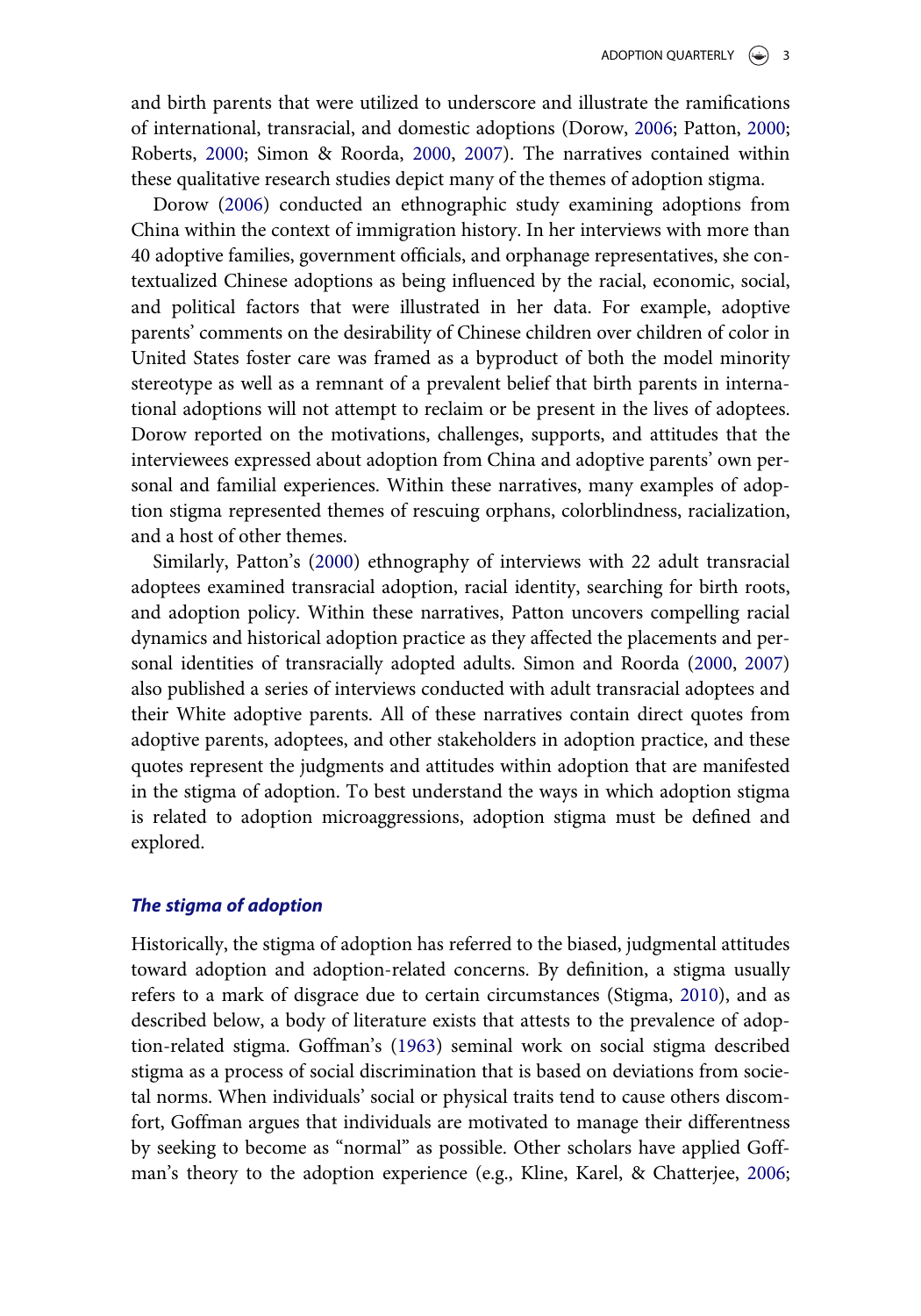and birth parents that were utilized to underscore and illustrate the ramifications of international, transracial, and domestic adoptions (Dorow, 2006; Patton, 2000; Roberts, 2000; Simon & Roorda, 2000, 2007). The narratives contained within these qualitative research studies depict many of the themes of adoption stigma.

Dorow (2006) conducted an ethnographic study examining adoptions from China within the context of immigration history. In her interviews with more than 40 adoptive families, government officials, and orphanage representatives, she contextualized Chinese adoptions as being influenced by the racial, economic, social, and political factors that were illustrated in her data. For example, adoptive parents' comments on the desirability of Chinese children over children of color in United States foster care was framed as a byproduct of both the model minority stereotype as well as a remnant of a prevalent belief that birth parents in international adoptions will not attempt to reclaim or be present in the lives of adoptees. Dorow reported on the motivations, challenges, supports, and attitudes that the interviewees expressed about adoption from China and adoptive parents' own personal and familial experiences. Within these narratives, many examples of adoption stigma represented themes of rescuing orphans, colorblindness, racialization, and a host of other themes.

Similarly, Patton's (2000) ethnography of interviews with 22 adult transracial adoptees examined transracial adoption, racial identity, searching for birth roots, and adoption policy. Within these narratives, Patton uncovers compelling racial dynamics and historical adoption practice as they affected the placements and personal identities of transracially adopted adults. Simon and Roorda (2000, 2007) also published a series of interviews conducted with adult transracial adoptees and their White adoptive parents. All of these narratives contain direct quotes from adoptive parents, adoptees, and other stakeholders in adoption practice, and these quotes represent the judgments and attitudes within adoption that are manifested in the stigma of adoption. To best understand the ways in which adoption stigma is related to adoption microaggressions, adoption stigma must be defined and explored.

### *The stigma of adoption*

Historically, the stigma of adoption has referred to the biased, judgmental attitudes toward adoption and adoption-related concerns. By definition, a stigma usually refers to a mark of disgrace due to certain circumstances (Stigma, 2010), and as described below, a body of literature exists that attests to the prevalence of adoption-related stigma. Goffman's (1963) seminal work on social stigma described stigma as a process of social discrimination that is based on deviations from societal norms. When individuals' social or physical traits tend to cause others discomfort, Goffman argues that individuals are motivated to manage their differentness by seeking to become as "normal" as possible. Other scholars have applied Goffman's theory to the adoption experience (e.g., Kline, Karel, & Chatterjee, 2006;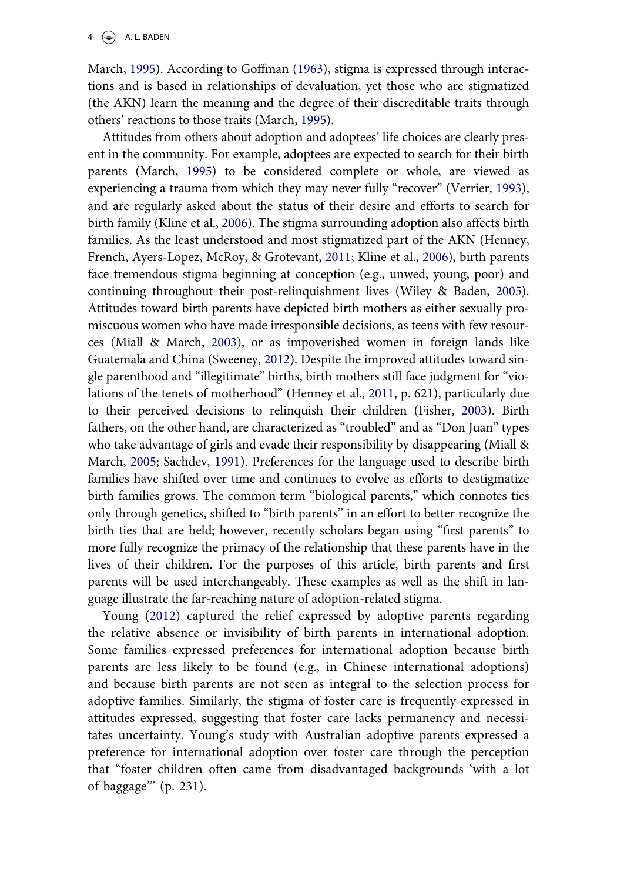March, 1995). According to Goffman (1963), stigma is expressed through interactions and is based in relationships of devaluation, yet those who are stigmatized (the AKN) learn the meaning and the degree of their discreditable traits through others' reactions to those traits (March, 1995).

Attitudes from others about adoption and adoptees' life choices are clearly present in the community. For example, adoptees are expected to search for their birth parents (March, 1995) to be considered complete or whole, are viewed as experiencing a trauma from which they may never fully "recover" (Verrier, 1993), and are regularly asked about the status of their desire and efforts to search for birth family (Kline et al., 2006). The stigma surrounding adoption also affects birth families. As the least understood and most stigmatized part of the AKN (Henney, French, Ayers-Lopez, McRoy, & Grotevant, 2011; Kline et al., 2006), birth parents face tremendous stigma beginning at conception (e.g., unwed, young, poor) and continuing throughout their post-relinquishment lives (Wiley & Baden, 2005). Attitudes toward birth parents have depicted birth mothers as either sexually promiscuous women who have made irresponsible decisions, as teens with few resources (Miall & March, 2003), or as impoverished women in foreign lands like Guatemala and China (Sweeney, 2012). Despite the improved attitudes toward single parenthood and "illegitimate" births, birth mothers still face judgment for "violations of the tenets of motherhood" (Henney et al., 2011, p. 621), particularly due to their perceived decisions to relinquish their children (Fisher, 2003). Birth fathers, on the other hand, are characterized as "troubled" and as "Don Juan" types who take advantage of girls and evade their responsibility by disappearing (Miall & March, 2005; Sachdev, 1991). Preferences for the language used to describe birth families have shifted over time and continues to evolve as efforts to destigmatize birth families grows. The common term "biological parents," which connotes ties only through genetics, shifted to "birth parents" in an effort to better recognize the birth ties that are held; however, recently scholars began using "first parents" to more fully recognize the primacy of the relationship that these parents have in the lives of their children. For the purposes of this article, birth parents and first parents will be used interchangeably. These examples as well as the shift in language illustrate the far-reaching nature of adoption-related stigma.

Young (2012) captured the relief expressed by adoptive parents regarding the relative absence or invisibility of birth parents in international adoption. Some families expressed preferences for international adoption because birth parents are less likely to be found (e.g., in Chinese international adoptions) and because birth parents are not seen as integral to the selection process for adoptive families. Similarly, the stigma of foster care is frequently expressed in attitudes expressed, suggesting that foster care lacks permanency and necessitates uncertainty. Young's study with Australian adoptive parents expressed a preference for international adoption over foster care through the perception that "foster children often came from disadvantaged backgrounds 'with a lot of baggage'" (p. 231).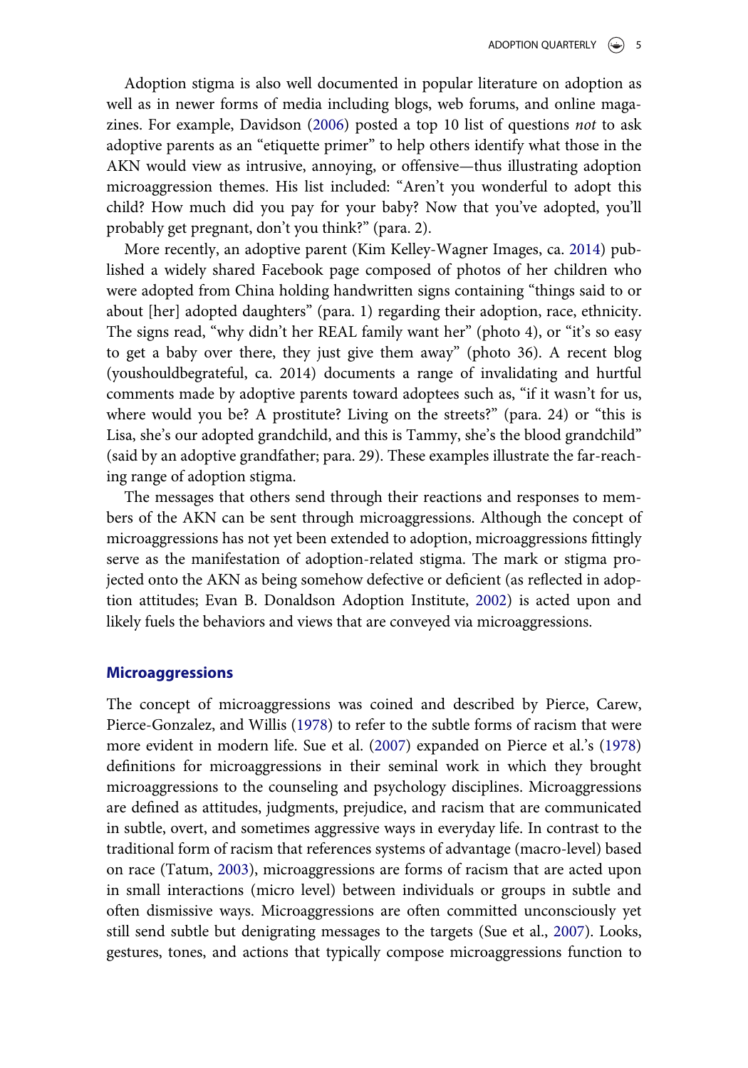Adoption stigma is also well documented in popular literature on adoption as well as in newer forms of media including blogs, web forums, and online magazines. For example, Davidson (2006) posted a top 10 list of questions *not* to ask adoptive parents as an "etiquette primer" to help others identify what those in the AKN would view as intrusive, annoying, or offensive—thus illustrating adoption microaggression themes. His list included: "Aren't you wonderful to adopt this child? How much did you pay for your baby? Now that you've adopted, you'll probably get pregnant, don't you think?" (para. 2).

More recently, an adoptive parent (Kim Kelley-Wagner Images, ca. 2014) published a widely shared Facebook page composed of photos of her children who were adopted from China holding handwritten signs containing "things said to or about [her] adopted daughters" (para. 1) regarding their adoption, race, ethnicity. The signs read, "why didn't her REAL family want her" (photo 4), or "it's so easy to get a baby over there, they just give them away" (photo 36). A recent blog (youshouldbegrateful, ca. 2014) documents a range of invalidating and hurtful comments made by adoptive parents toward adoptees such as, "if it wasn't for us, where would you be? A prostitute? Living on the streets?" (para. 24) or "this is Lisa, she's our adopted grandchild, and this is Tammy, she's the blood grandchild" (said by an adoptive grandfather; para. 29). These examples illustrate the far-reaching range of adoption stigma.

The messages that others send through their reactions and responses to members of the AKN can be sent through microaggressions. Although the concept of microaggressions has not yet been extended to adoption, microaggressions fittingly serve as the manifestation of adoption-related stigma. The mark or stigma projected onto the AKN as being somehow defective or deficient (as reflected in adoption attitudes; Evan B. Donaldson Adoption Institute, 2002) is acted upon and likely fuels the behaviors and views that are conveyed via microaggressions.

## Microaggressions

The concept of microaggressions was coined and described by Pierce, Carew, Pierce-Gonzalez, and Willis (1978) to refer to the subtle forms of racism that were more evident in modern life. Sue et al. (2007) expanded on Pierce et al.'s (1978) definitions for microaggressions in their seminal work in which they brought microaggressions to the counseling and psychology disciplines. Microaggressions are defined as attitudes, judgments, prejudice, and racism that are communicated in subtle, overt, and sometimes aggressive ways in everyday life. In contrast to the traditional form of racism that references systems of advantage (macro-level) based on race (Tatum, 2003), microaggressions are forms of racism that are acted upon in small interactions (micro level) between individuals or groups in subtle and often dismissive ways. Microaggressions are often committed unconsciously yet still send subtle but denigrating messages to the targets (Sue et al., 2007). Looks, gestures, tones, and actions that typically compose microaggressions function to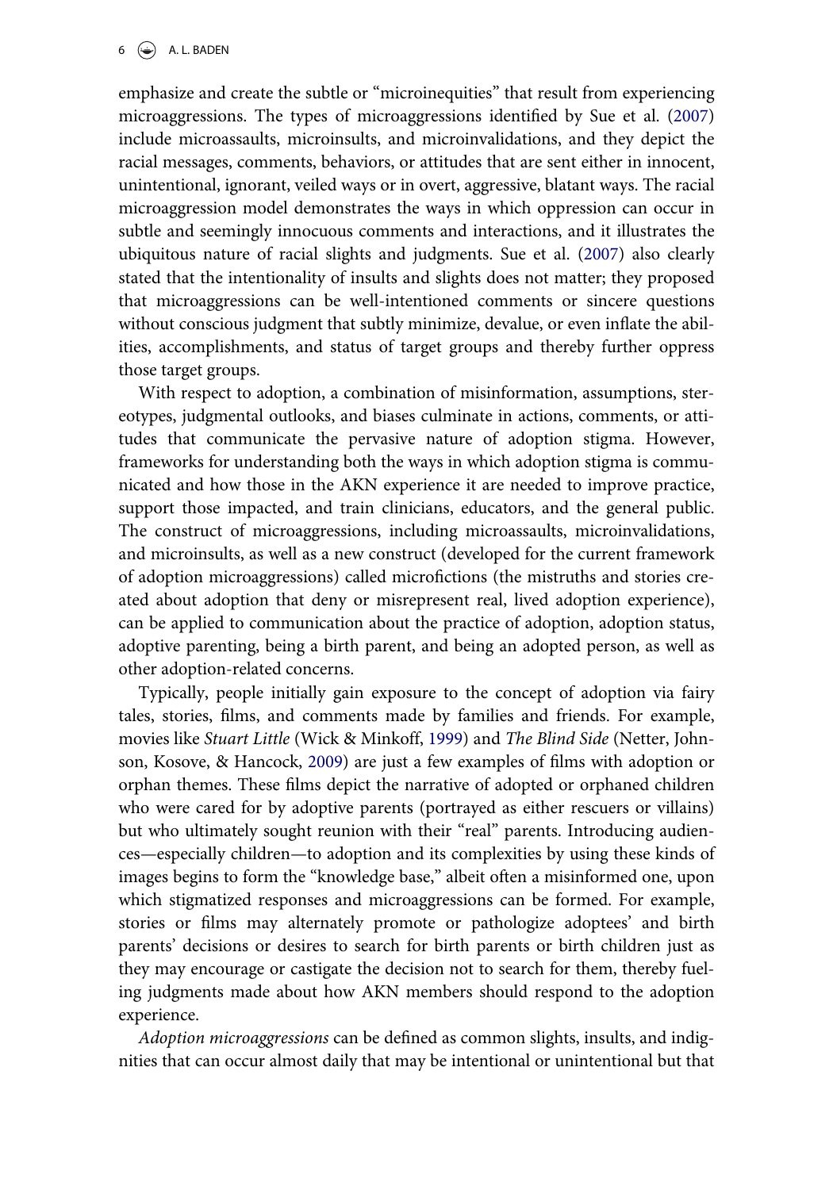emphasize and create the subtle or "microinequities" that result from experiencing microaggressions. The types of microaggressions identified by Sue et al. (2007) include microassaults, microinsults, and microinvalidations, and they depict the racial messages, comments, behaviors, or attitudes that are sent either in innocent, unintentional, ignorant, veiled ways or in overt, aggressive, blatant ways. The racial microaggression model demonstrates the ways in which oppression can occur in subtle and seemingly innocuous comments and interactions, and it illustrates the ubiquitous nature of racial slights and judgments. Sue et al. (2007) also clearly stated that the intentionality of insults and slights does not matter; they proposed that microaggressions can be well-intentioned comments or sincere questions without conscious judgment that subtly minimize, devalue, or even inflate the abilities, accomplishments, and status of target groups and thereby further oppress those target groups.

With respect to adoption, a combination of misinformation, assumptions, stereotypes, judgmental outlooks, and biases culminate in actions, comments, or attitudes that communicate the pervasive nature of adoption stigma. However, frameworks for understanding both the ways in which adoption stigma is communicated and how those in the AKN experience it are needed to improve practice, support those impacted, and train clinicians, educators, and the general public. The construct of microaggressions, including microassaults, microinvalidations, and microinsults, as well as a new construct (developed for the current framework of adoption microaggressions) called microfictions (the mistruths and stories created about adoption that deny or misrepresent real, lived adoption experience), can be applied to communication about the practice of adoption, adoption status, adoptive parenting, being a birth parent, and being an adopted person, as well as other adoption-related concerns.

Typically, people initially gain exposure to the concept of adoption via fairy tales, stories, films, and comments made by families and friends. For example, movies like *Stuart Little* (Wick & Minkoff, 1999) and *The Blind Side* (Netter, Johnson, Kosove, & Hancock, 2009) are just a few examples of films with adoption or orphan themes. These films depict the narrative of adopted or orphaned children who were cared for by adoptive parents (portrayed as either rescuers or villains) but who ultimately sought reunion with their "real" parents. Introducing audiences—especially children—to adoption and its complexities by using these kinds of images begins to form the "knowledge base," albeit often a misinformed one, upon which stigmatized responses and microaggressions can be formed. For example, stories or films may alternately promote or pathologize adoptees' and birth parents' decisions or desires to search for birth parents or birth children just as they may encourage or castigate the decision not to search for them, thereby fueling judgments made about how AKN members should respond to the adoption experience.

*Adoption microaggressions* can be defined as common slights, insults, and indignities that can occur almost daily that may be intentional or unintentional but that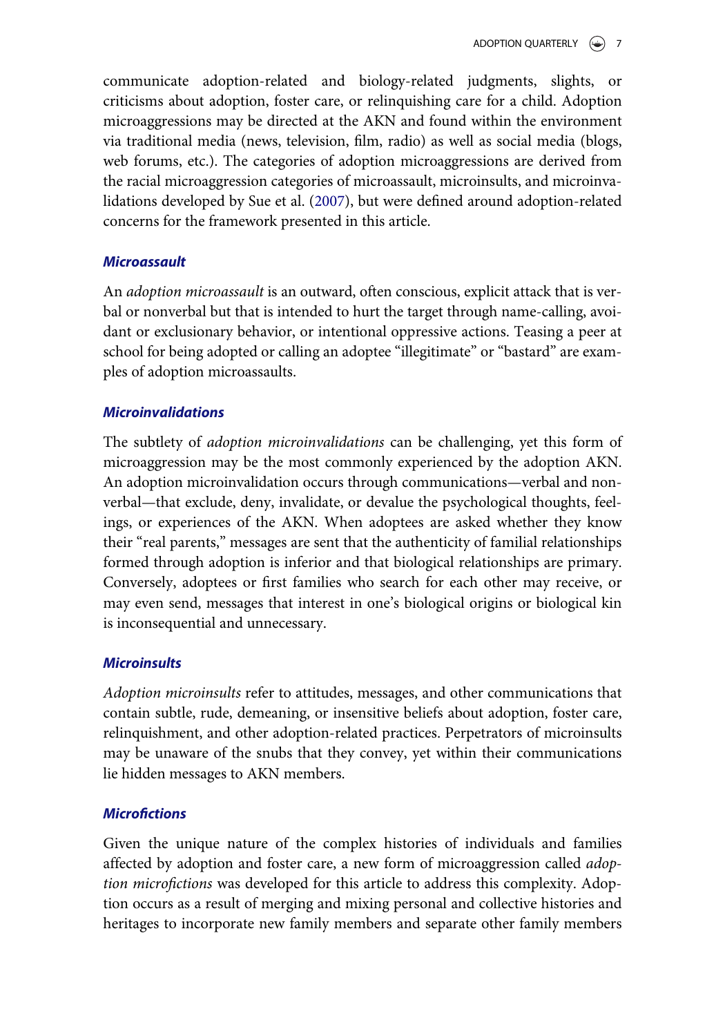communicate adoption-related and biology-related judgments, slights, or criticisms about adoption, foster care, or relinquishing care for a child. Adoption microaggressions may be directed at the AKN and found within the environment via traditional media (news, television, film, radio) as well as social media (blogs, web forums, etc.). The categories of adoption microaggressions are derived from the racial microaggression categories of microassault, microinsults, and microinvalidations developed by Sue et al. (2007), but were defined around adoption-related concerns for the framework presented in this article.

### *Microassault*

An *adoption microassault* is an outward, often conscious, explicit attack that is verbal or nonverbal but that is intended to hurt the target through name-calling, avoidant or exclusionary behavior, or intentional oppressive actions. Teasing a peer at school for being adopted or calling an adoptee "illegitimate" or "bastard" are examples of adoption microassaults.

### *Microinvalidations*

The subtlety of *adoption microinvalidations* can be challenging, yet this form of microaggression may be the most commonly experienced by the adoption AKN. An adoption microinvalidation occurs through communications—verbal and nonverbal—that exclude, deny, invalidate, or devalue the psychological thoughts, feelings, or experiences of the AKN. When adoptees are asked whether they know their "real parents," messages are sent that the authenticity of familial relationships formed through adoption is inferior and that biological relationships are primary. Conversely, adoptees or first families who search for each other may receive, or may even send, messages that interest in one's biological origins or biological kin is inconsequential and unnecessary.

### *Microinsults*

*Adoption microinsults* refer to attitudes, messages, and other communications that contain subtle, rude, demeaning, or insensitive beliefs about adoption, foster care, relinquishment, and other adoption-related practices. Perpetrators of microinsults may be unaware of the snubs that they convey, yet within their communications lie hidden messages to AKN members.

### *Microfictions*

Given the unique nature of the complex histories of individuals and families affected by adoption and foster care, a new form of microaggression called *adoption microfictions* was developed for this article to address this complexity. Adoption occurs as a result of merging and mixing personal and collective histories and heritages to incorporate new family members and separate other family members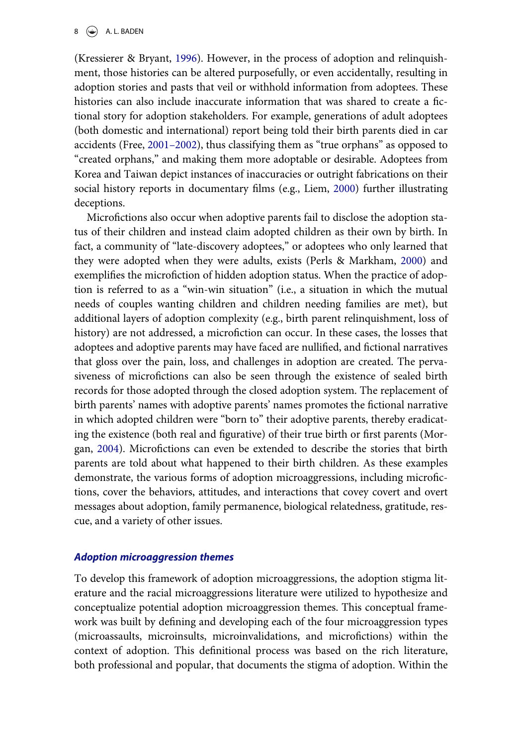(Kressierer & Bryant, 1996). However, in the process of adoption and relinquishment, those histories can be altered purposefully, or even accidentally, resulting in adoption stories and pasts that veil or withhold information from adoptees. These histories can also include inaccurate information that was shared to create a fictional story for adoption stakeholders. For example, generations of adult adoptees (both domestic and international) report being told their birth parents died in car accidents (Free, 2001–2002), thus classifying them as "true orphans" as opposed to "created orphans," and making them more adoptable or desirable. Adoptees from Korea and Taiwan depict instances of inaccuracies or outright fabrications on their social history reports in documentary films (e.g., Liem, 2000) further illustrating deceptions.

Microfictions also occur when adoptive parents fail to disclose the adoption status of their children and instead claim adopted children as their own by birth. In fact, a community of "late-discovery adoptees," or adoptees who only learned that they were adopted when they were adults, exists (Perls & Markham, 2000) and exemplifies the microfiction of hidden adoption status. When the practice of adoption is referred to as a "win-win situation" (i.e., a situation in which the mutual needs of couples wanting children and children needing families are met), but additional layers of adoption complexity (e.g., birth parent relinquishment, loss of history) are not addressed, a microfiction can occur. In these cases, the losses that adoptees and adoptive parents may have faced are nullified, and fictional narratives that gloss over the pain, loss, and challenges in adoption are created. The pervasiveness of microfictions can also be seen through the existence of sealed birth records for those adopted through the closed adoption system. The replacement of birth parents' names with adoptive parents' names promotes the fictional narrative in which adopted children were "born to" their adoptive parents, thereby eradicating the existence (both real and figurative) of their true birth or first parents (Morgan, 2004). Microfictions can even be extended to describe the stories that birth parents are told about what happened to their birth children. As these examples demonstrate, the various forms of adoption microaggressions, including microfictions, cover the behaviors, attitudes, and interactions that covey covert and overt messages about adoption, family permanence, biological relatedness, gratitude, rescue, and a variety of other issues.

### *Adoption microaggression themes*

To develop this framework of adoption microaggressions, the adoption stigma literature and the racial microaggressions literature were utilized to hypothesize and conceptualize potential adoption microaggression themes. This conceptual framework was built by defining and developing each of the four microaggression types (microassaults, microinsults, microinvalidations, and microfictions) within the context of adoption. This definitional process was based on the rich literature, both professional and popular, that documents the stigma of adoption. Within the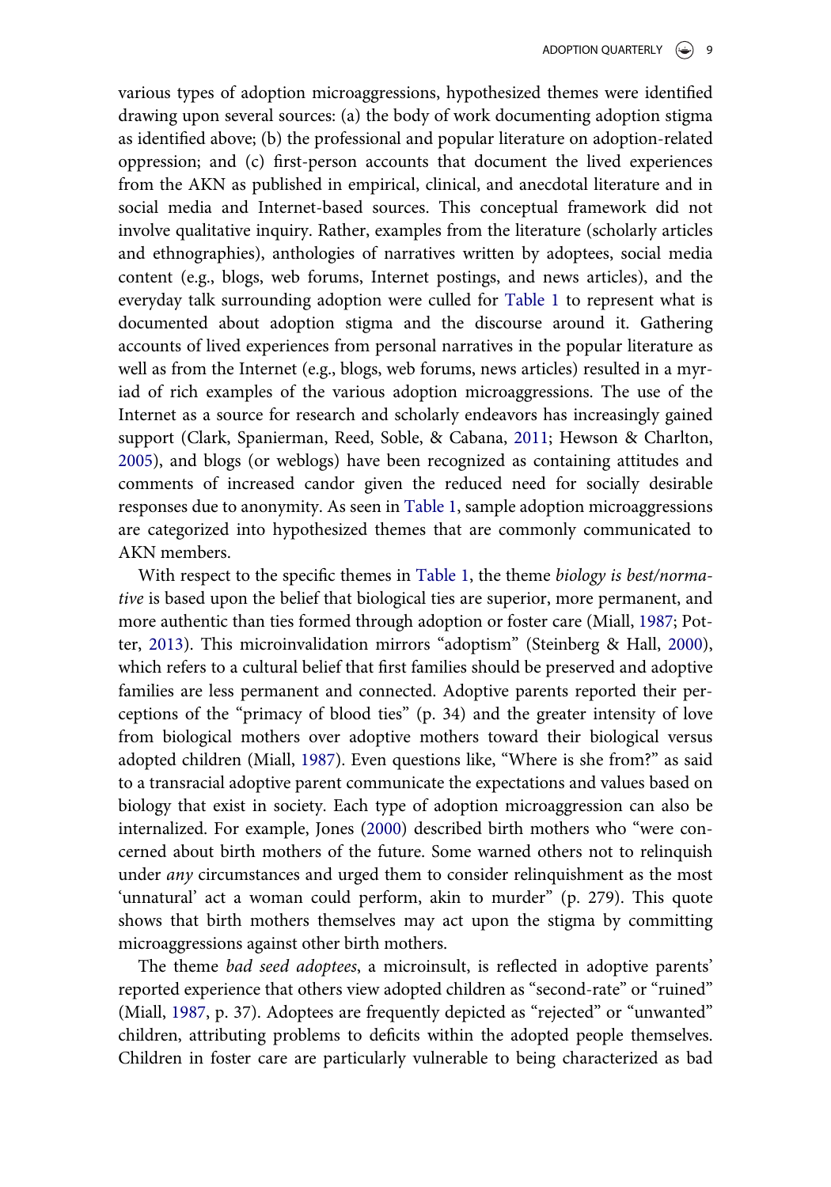various types of adoption microaggressions, hypothesized themes were identified drawing upon several sources: (a) the body of work documenting adoption stigma as identified above; (b) the professional and popular literature on adoption-related oppression; and (c) first-person accounts that document the lived experiences from the AKN as published in empirical, clinical, and anecdotal literature and in social media and Internet-based sources. This conceptual framework did not involve qualitative inquiry. Rather, examples from the literature (scholarly articles and ethnographies), anthologies of narratives written by adoptees, social media content (e.g., blogs, web forums, Internet postings, and news articles), and the everyday talk surrounding adoption were culled for Table 1 to represent what is documented about adoption stigma and the discourse around it. Gathering accounts of lived experiences from personal narratives in the popular literature as well as from the Internet (e.g., blogs, web forums, news articles) resulted in a myriad of rich examples of the various adoption microaggressions. The use of the Internet as a source for research and scholarly endeavors has increasingly gained support (Clark, Spanierman, Reed, Soble, & Cabana, 2011; Hewson & Charlton, 2005), and blogs (or weblogs) have been recognized as containing attitudes and comments of increased candor given the reduced need for socially desirable responses due to anonymity. As seen in Table 1, sample adoption microaggressions are categorized into hypothesized themes that are commonly communicated to AKN members.

With respect to the specific themes in Table 1, the theme *biology is best/normative* is based upon the belief that biological ties are superior, more permanent, and more authentic than ties formed through adoption or foster care (Miall, 1987; Potter, 2013). This microinvalidation mirrors "adoptism" (Steinberg & Hall, 2000), which refers to a cultural belief that first families should be preserved and adoptive families are less permanent and connected. Adoptive parents reported their perceptions of the "primacy of blood ties" (p. 34) and the greater intensity of love from biological mothers over adoptive mothers toward their biological versus adopted children (Miall, 1987). Even questions like, "Where is she from?" as said to a transracial adoptive parent communicate the expectations and values based on biology that exist in society. Each type of adoption microaggression can also be internalized. For example, Jones (2000) described birth mothers who "were concerned about birth mothers of the future. Some warned others not to relinquish under *any* circumstances and urged them to consider relinquishment as the most 'unnatural' act a woman could perform, akin to murder" (p. 279). This quote shows that birth mothers themselves may act upon the stigma by committing microaggressions against other birth mothers.

The theme *bad seed adoptees*, a microinsult, is reflected in adoptive parents' reported experience that others view adopted children as "second-rate" or "ruined" (Miall, 1987, p. 37). Adoptees are frequently depicted as "rejected" or "unwanted" children, attributing problems to deficits within the adopted people themselves. Children in foster care are particularly vulnerable to being characterized as bad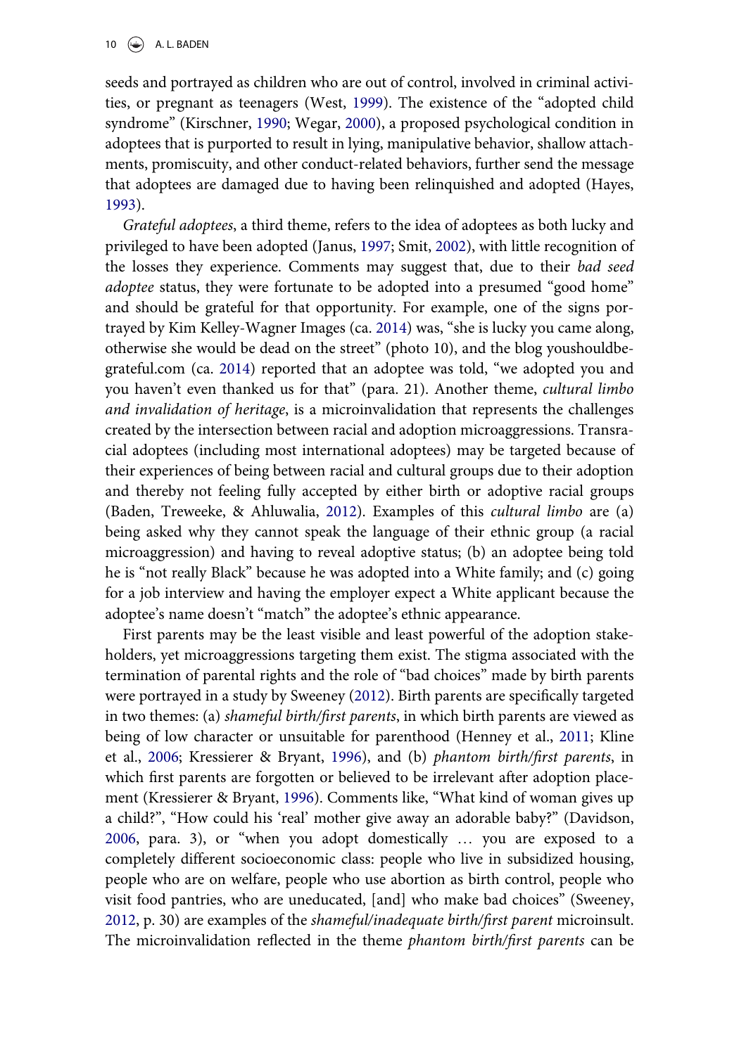seeds and portrayed as children who are out of control, involved in criminal activities, or pregnant as teenagers (West, 1999). The existence of the "adopted child syndrome" (Kirschner, 1990; Wegar, 2000), a proposed psychological condition in adoptees that is purported to result in lying, manipulative behavior, shallow attachments, promiscuity, and other conduct-related behaviors, further send the message that adoptees are damaged due to having been relinquished and adopted (Hayes, 1993).

*Grateful adoptees*, a third theme, refers to the idea of adoptees as both lucky and privileged to have been adopted (Janus, 1997; Smit, 2002), with little recognition of the losses they experience. Comments may suggest that, due to their *bad seed adoptee* status, they were fortunate to be adopted into a presumed "good home" and should be grateful for that opportunity. For example, one of the signs portrayed by Kim Kelley-Wagner Images (ca. 2014) was, "she is lucky you came along, otherwise she would be dead on the street" (photo 10), and the blog youshouldbegrateful.com (ca. 2014) reported that an adoptee was told, "we adopted you and you haven't even thanked us for that" (para. 21). Another theme, *cultural limbo and invalidation of heritage*, is a microinvalidation that represents the challenges created by the intersection between racial and adoption microaggressions. Transracial adoptees (including most international adoptees) may be targeted because of their experiences of being between racial and cultural groups due to their adoption and thereby not feeling fully accepted by either birth or adoptive racial groups (Baden, Treweeke, & Ahluwalia, 2012). Examples of this *cultural limbo* are (a) being asked why they cannot speak the language of their ethnic group (a racial microaggression) and having to reveal adoptive status; (b) an adoptee being told he is "not really Black" because he was adopted into a White family; and (c) going for a job interview and having the employer expect a White applicant because the adoptee's name doesn't "match" the adoptee's ethnic appearance.

First parents may be the least visible and least powerful of the adoption stakeholders, yet microaggressions targeting them exist. The stigma associated with the termination of parental rights and the role of "bad choices" made by birth parents were portrayed in a study by Sweeney (2012). Birth parents are specifically targeted in two themes: (a) *shameful birth/first parents*, in which birth parents are viewed as being of low character or unsuitable for parenthood (Henney et al., 2011; Kline et al., 2006; Kressierer & Bryant, 1996), and (b) *phantom birth/first parents*, in which first parents are forgotten or believed to be irrelevant after adoption placement (Kressierer & Bryant, 1996). Comments like, "What kind of woman gives up a child?", "How could his 'real' mother give away an adorable baby?" (Davidson, 2006, para. 3), or "when you adopt domestically … you are exposed to a completely different socioeconomic class: people who live in subsidized housing, people who are on welfare, people who use abortion as birth control, people who visit food pantries, who are uneducated, [and] who make bad choices" (Sweeney, 2012, p. 30) are examples of the *shameful/inadequate birth/first parent* microinsult. The microinvalidation reflected in the theme *phantom birth/first parents* can be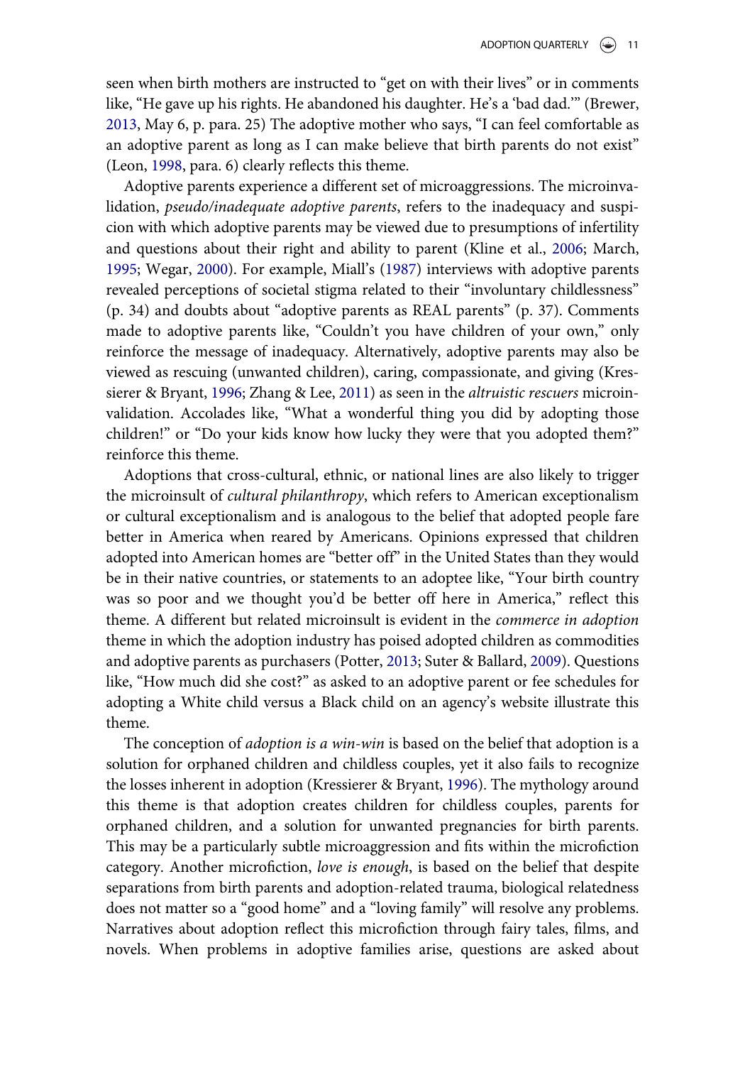seen when birth mothers are instructed to "get on with their lives" or in comments like, "He gave up his rights. He abandoned his daughter. He's a 'bad dad.'" (Brewer, 2013, May 6, p. para. 25) The adoptive mother who says, "I can feel comfortable as an adoptive parent as long as I can make believe that birth parents do not exist" (Leon, 1998, para. 6) clearly reflects this theme.

Adoptive parents experience a different set of microaggressions. The microinvalidation, *pseudo/inadequate adoptive parents*, refers to the inadequacy and suspicion with which adoptive parents may be viewed due to presumptions of infertility and questions about their right and ability to parent (Kline et al., 2006; March, 1995; Wegar, 2000). For example, Miall's (1987) interviews with adoptive parents revealed perceptions of societal stigma related to their "involuntary childlessness" (p. 34) and doubts about "adoptive parents as REAL parents" (p. 37). Comments made to adoptive parents like, "Couldn't you have children of your own," only reinforce the message of inadequacy. Alternatively, adoptive parents may also be viewed as rescuing (unwanted children), caring, compassionate, and giving (Kressierer & Bryant, 1996; Zhang & Lee, 2011) as seen in the *altruistic rescuers* microinvalidation. Accolades like, "What a wonderful thing you did by adopting those children!" or "Do your kids know how lucky they were that you adopted them?" reinforce this theme.

Adoptions that cross-cultural, ethnic, or national lines are also likely to trigger the microinsult of *cultural philanthropy*, which refers to American exceptionalism or cultural exceptionalism and is analogous to the belief that adopted people fare better in America when reared by Americans. Opinions expressed that children adopted into American homes are "better off" in the United States than they would be in their native countries, or statements to an adoptee like, "Your birth country was so poor and we thought you'd be better off here in America," reflect this theme. A different but related microinsult is evident in the *commerce in adoption* theme in which the adoption industry has poised adopted children as commodities and adoptive parents as purchasers (Potter, 2013; Suter & Ballard, 2009). Questions like, "How much did she cost?" as asked to an adoptive parent or fee schedules for adopting a White child versus a Black child on an agency's website illustrate this theme.

The conception of *adoption is a win-win* is based on the belief that adoption is a solution for orphaned children and childless couples, yet it also fails to recognize the losses inherent in adoption (Kressierer & Bryant, 1996). The mythology around this theme is that adoption creates children for childless couples, parents for orphaned children, and a solution for unwanted pregnancies for birth parents. This may be a particularly subtle microaggression and fits within the microfiction category. Another microfiction, *love is enough*, is based on the belief that despite separations from birth parents and adoption-related trauma, biological relatedness does not matter so a "good home" and a "loving family" will resolve any problems. Narratives about adoption reflect this microfiction through fairy tales, films, and novels. When problems in adoptive families arise, questions are asked about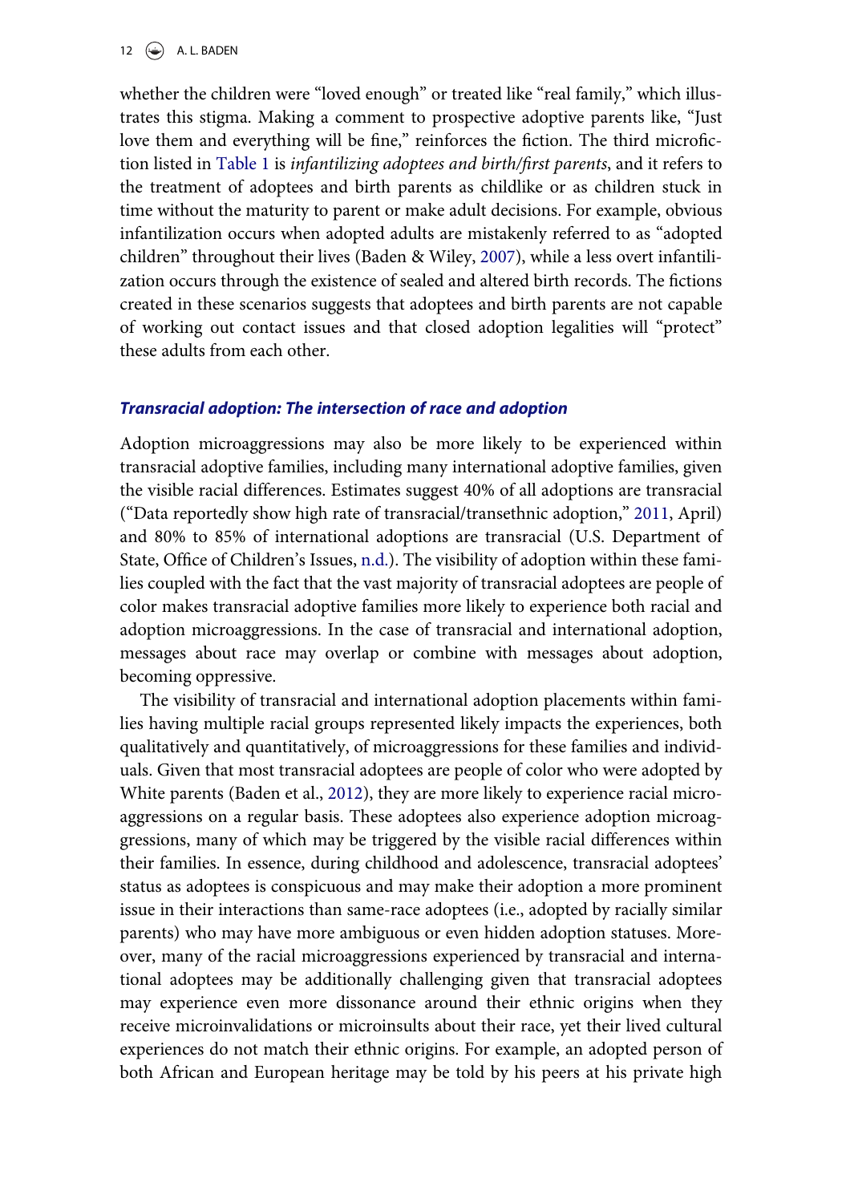whether the children were "loved enough" or treated like "real family," which illustrates this stigma. Making a comment to prospective adoptive parents like, "Just love them and everything will be fine," reinforces the fiction. The third microfiction listed in Table 1 is *infantilizing adoptees and birth/first parents*, and it refers to the treatment of adoptees and birth parents as childlike or as children stuck in time without the maturity to parent or make adult decisions. For example, obvious infantilization occurs when adopted adults are mistakenly referred to as "adopted children" throughout their lives (Baden & Wiley, 2007), while a less overt infantilization occurs through the existence of sealed and altered birth records. The fictions created in these scenarios suggests that adoptees and birth parents are not capable of working out contact issues and that closed adoption legalities will "protect" these adults from each other.

### *Transracial adoption: The intersection of race and adoption*

Adoption microaggressions may also be more likely to be experienced within transracial adoptive families, including many international adoptive families, given the visible racial differences. Estimates suggest 40% of all adoptions are transracial ("Data reportedly show high rate of transracial/transethnic adoption," 2011, April) and 80% to 85% of international adoptions are transracial (U.S. Department of State, Office of Children's Issues, n.d.). The visibility of adoption within these families coupled with the fact that the vast majority of transracial adoptees are people of color makes transracial adoptive families more likely to experience both racial and adoption microaggressions. In the case of transracial and international adoption, messages about race may overlap or combine with messages about adoption, becoming oppressive.

The visibility of transracial and international adoption placements within families having multiple racial groups represented likely impacts the experiences, both qualitatively and quantitatively, of microaggressions for these families and individuals. Given that most transracial adoptees are people of color who were adopted by White parents (Baden et al., 2012), they are more likely to experience racial microaggressions on a regular basis. These adoptees also experience adoption microaggressions, many of which may be triggered by the visible racial differences within their families. In essence, during childhood and adolescence, transracial adoptees' status as adoptees is conspicuous and may make their adoption a more prominent issue in their interactions than same-race adoptees (i.e., adopted by racially similar parents) who may have more ambiguous or even hidden adoption statuses. Moreover, many of the racial microaggressions experienced by transracial and international adoptees may be additionally challenging given that transracial adoptees may experience even more dissonance around their ethnic origins when they receive microinvalidations or microinsults about their race, yet their lived cultural experiences do not match their ethnic origins. For example, an adopted person of both African and European heritage may be told by his peers at his private high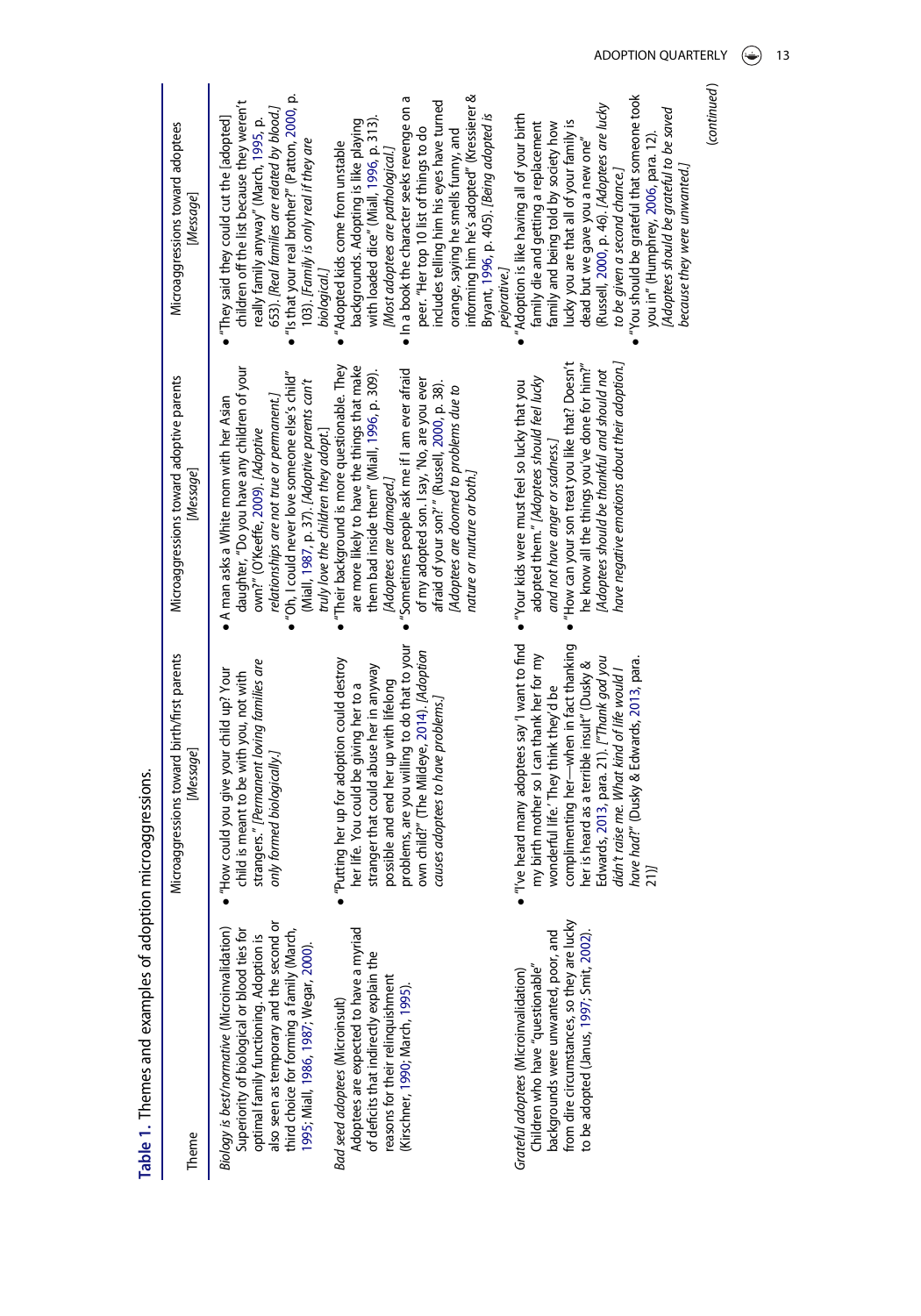**Table 1.** Themes and examples of adoption microaggressions.

| Theme | Microaggressions toward birth/first parents [Message] | Microaggressions toward adoptive parents [Message] | Microaggressions toward adoptees [Message] |
|---|---|---|---|
| *Biology is best/normative* (Microinvalidation) Superiority of biological or blood ties for optimal family functioning. Adoption is also seen as temporary and the second or third choice for forming a family (March, 1995; Miall, 1986, 1987; Wegar, 2000). | • "How could you give your child up? Your child is meant to be with you, not with strangers." *[Permanent loving families are only formed biologically.]* | • A man asks a White mom with her Asian daughter, "Do you have any children of your own?" (O'Keeffe, 2009). *[Adoptive relationships are not true or permanent.]*<br>• "Oh, I could never love someone else's child" (Miall, 1987, p. 37). *[Adoptive parents can't truly love the children they adopt.]* | • "They said they could cut the [adopted] children off the list because they weren't really family anyway" (March, 1995, p. 653). *[Real families are related by blood.]*<br>• "Is that your real brother?" (Patton, 2000, p. 103). *[Family is only real if they are biological.]* |
| *Bad seed adoptees* (Microinsult) Adoptees are expected to have a myriad of deficits that indirectly explain the reasons for their relinquishment (Kirschner, 1990; March, 1995). | • "Putting her up for adoption could destroy her life. You could be giving her to a stranger that could abuse her in anyway possible and end her up with lifelong problems, are you willing to do that to your own child?" (The Mildeye, 2014). *[Adoption causes adoptees to have problems.]* | • "Their background is more questionable. They are more likely to have the things that make them bad inside them" (Miall, 1996, p. 309). *[Adoptees are damaged.]*<br>• "Sometimes people ask me if I am ever afraid of my adopted son. I say, 'No, are you ever afraid of your son?'" (Russell, 2000, p. 38). *[Adoptees are doomed to problems due to nature or nurture or both.]* | • "Adopted kids come from unstable backgrounds. Adopting is like playing with loaded dice" (Miall, 1996, p. 313). *[Most adoptees are pathological.]*<br>• In a book the character seeks revenge on a peer. "Her top 10 list of things to do includes telling him his eyes have turned orange, saying he smells funny, and informing him he's adopted" (Kressierer & Bryant, 1996, p. 405). *[Being adopted is pejorative.]* |
| *Grateful adoptees* (Microinvalidation) Children who have "questionable" backgrounds were unwanted, poor, and from dire circumstances, so they are lucky to be adopted (Janus, 1997; Smit, 2002). | • "I've heard many adoptees say 'I want to find my birth mother so I can thank her for my wonderful life.' They think they'd be complimenting her—when in fact thanking her is heard as a terrible insult" (Dusky & Edwards, 2013, para. 21). *["Thank god you didn't raise me. What kind of life would I have had?" (Dusky & Edwards, 2013, para. 21)]* | • "Your kids were must feel so lucky that you adopted them." *[Adoptees should feel lucky and not have anger or sadness.]*<br>• "How can your son treat you like that? Doesn't he know all the things you've done for him?" *[Adoptees should be thankful and should not have negative emotions about their adoption.]* | • "Adoption is like having all of your birth family die and getting a replacement family and being told by society how lucky you are that all of your family is dead but we gave you a new one" (Russell, 2000, p. 46). *[Adoptees are lucky to be given a second chance.]*<br>• "You should be grateful that someone took you in" (Humphrey, 2006, para. 12). *[Adoptees should be grateful to be saved because they were unwanted.]* |

(continued)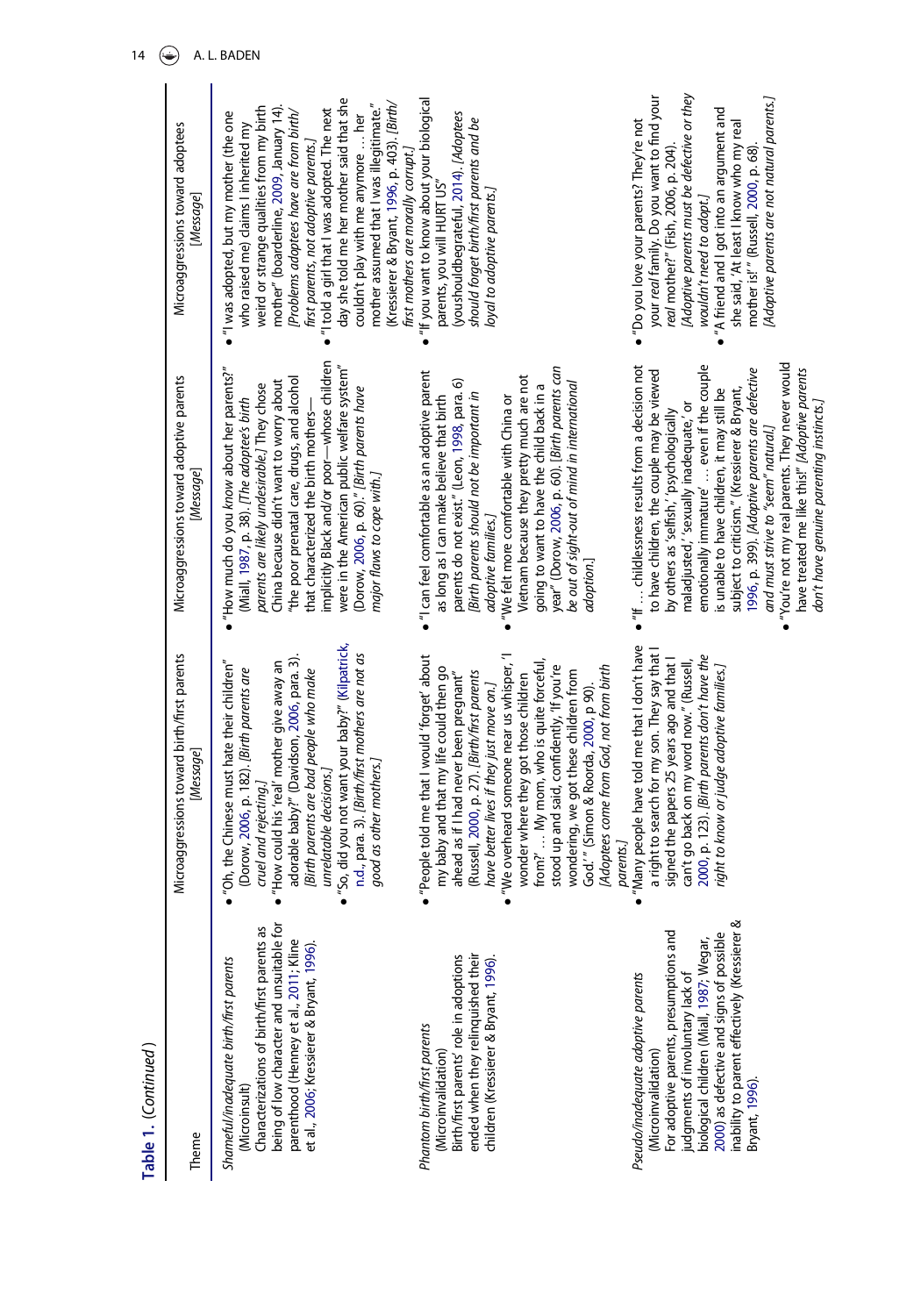**Table 1.** (*Continued*)

| Theme | Microaggressions toward birth/first parents [*Message*] | Microaggressions toward adoptive parents [*Message*] | Microaggressions toward adoptees [*Message*] |
|---|---|---|---|
| *Shameful/inadequate birth/first parents* (Microinsult) Characterizations of birth/first parents as being of low character and unsuitable for parenthood (Henney et al., 2011; Kline et al., 2006; Kressierer & Bryant, 1996). | • "Oh, the Chinese must hate their children" (Dorow, 2006, p. 182). [*Birth parents are cruel and rejecting.*] • "How could his 'real' mother give away an adorable baby?" (Davidson, 2006, para. 3). [*Birth parents are bad people who make unrelatable decisions.*] • "So, did you not want your baby?" (Kilpatrick, n.d., para. 3). [*Birth/first mothers are not as good as other mothers.*] | • "How much do you *know* about her parents?" (Miall, 1987, p. 38). [*The adoptee's birth parents are likely undesirable.*] They chose China because didn't want to worry about "the poor prenatal care, drugs, and alcohol that characterized the birth mothers—implicitly Black and/or poor—whose children were in the American public welfare system" (Dorow, 2006, p. 60)." [*Birth parents have major flaws to cope with.*] | • "I was adopted, but my mother (the one who raised me) claims I inherited my weird or strange qualities from my birth mother" (boarderline, 2009, January 14). [*Problems adoptees have are from birth/first parents, not adoptive parents.*] • "I told a girl that I was adopted. The next day she told me her mother said that she couldn't play with me anymore … her mother assumed that I was illegitimate." (Kressierer & Bryant, 1996, p. 403). [*Birth/first mothers are morally corrupt.*] |
| *Phantom birth/first parents* (Microinvalidation) Birth/first parents' role in adoptions ended when they relinquished their children (Kressierer & Bryant, 1996). | • "People told me that I would 'forget' about my baby and that my life could then go ahead as if I had never been pregnant" (Russell, 2000, p. 27). [*Birth/first parents have better lives if they just move on.*] • "We overheard someone near us whisper, 'I wonder where they got those children from?' … My mom, who is quite forceful, stood up and said, confidently, 'If you're wondering, we got these children from God.'" (Simon & Roorda, 2000, p 90). [*Adoptees come from God, not from birth parents.*] | • "I can feel comfortable as an adoptive parent as long as I can make believe that birth parents do not exist." (Leon, 1998, para. 6) [*Birth parents should not be important in adoptive families.*] • "We felt more comfortable with China or Vietnam because they pretty much are not going to want to have the child back in a year" (Dorow, 2006, p. 60). [*Birth parents can be out of sight-out of mind in international adoption.*] | • "If you want to know about your biological parents, you will HURT US" (youshouldbegrateful, 2014). [*Adoptees should forget birth/first parents and be loyal to adoptive parents.*] |
| *Pseudo/inadequate adoptive parents* (Microinvalidation) For adoptive parents, presumptions and judgments of involuntary lack of biological children (Miall, 1987; Wegar, 2000) as defective and signs of possible inability to parent effectively (Kressierer & Bryant, 1996). | • "Many people have told me that I don't have a right to search for my son. They say that I signed the papers 25 years ago and that I can't go back on my word now." (Russell, 2000, p. 123). [*Birth parents don't have the right to know or judge adoptive families.*] | • "If … childlessness results from a decision not to have children, the couple may be viewed by others as 'selfish,' 'psychologically maladjusted,' 'sexually inadequate,' or emotionally immature' … even if the couple is unable to have children, it may still be subject to criticism." (Kressierer & Bryant, 1996, p. 399). [*Adoptive parents are defective and must strive to "seem" natural.*] • "You're not my real parents. They never would have treated me like this!" [*Adoptive parents don't have genuine parenting instincts.*] | • "Do you love your parents? They're not your *real* family. Do you want to find your *real* mother?" (Fish, 2006, p. 204). [*Adoptive parents must be defective or they wouldn't need to adopt.*] • "A friend and I got into an argument and she said, 'At least I know who my real mother is!'" (Russell, 2000, p. 68). [*Adoptive parents are not natural parents.*] |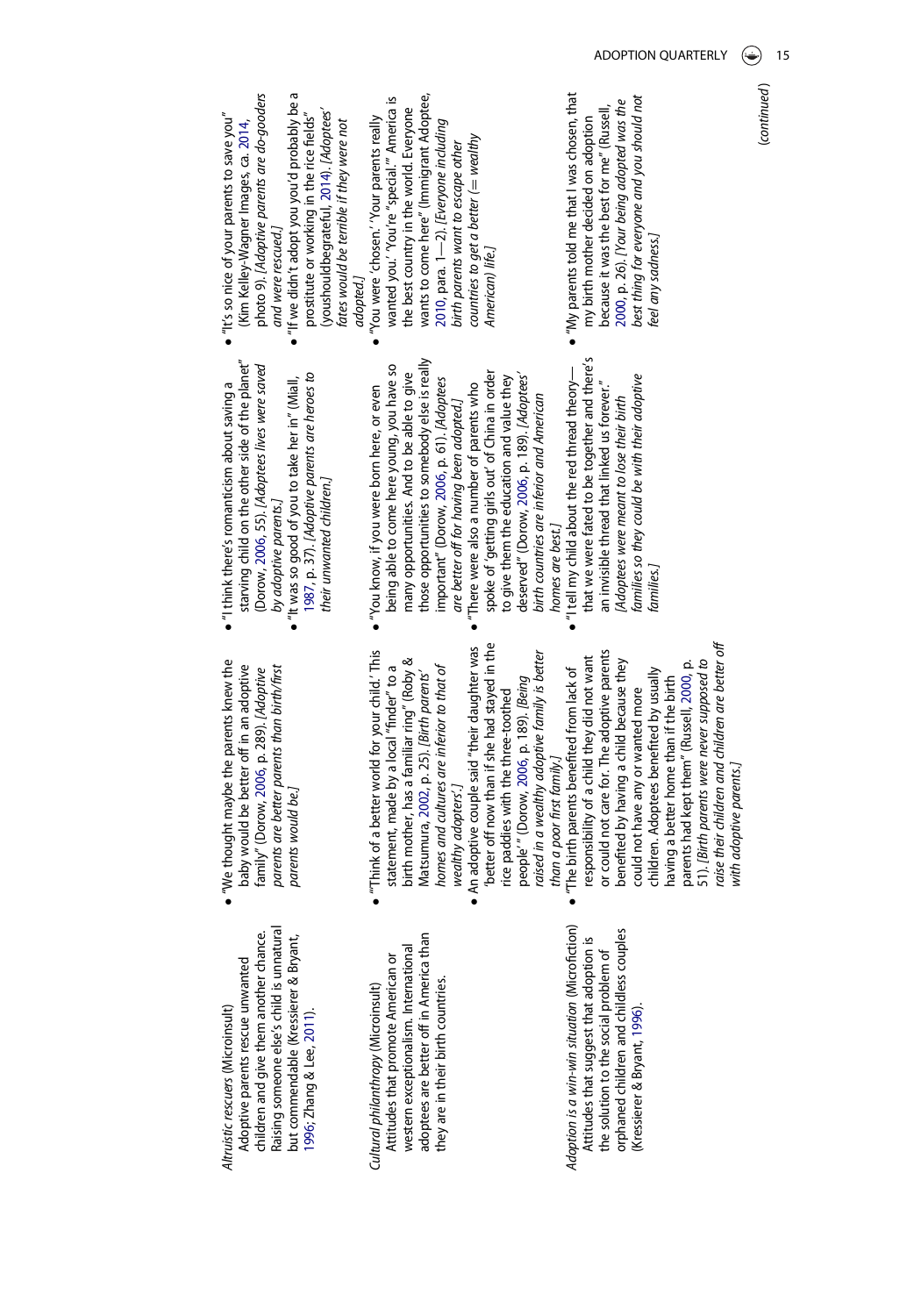| | | | |
|---|---|---|---|
| *Altruistic rescuers* (Microinsult)<br>Adoptive parents rescue unwanted children and give them another chance. Raising someone else's child is unnatural but commendable (Kressierer & Bryant, 1996; Zhang & Lee, 2011). | • "We thought maybe the parents knew the baby would be better off in an adoptive family" (Dorow, 2006, p. 289). *[Adoptive parents are better parents than birth/first parents would be.]* | • "I think there's romanticism about saving a starving child on the other side of the planet" (Dorow, 2006, 55). *[Adoptees lives were saved by adoptive parents.]*<br>• "It was so good of you to take her in" (Miall, 1987, p. 37). *[Adoptive parents are heroes to their unwanted children.]* | • "It's so nice of your parents to save you" (Kim Kelley-Wagner Images, ca. 2014, photo 9). *[Adoptive parents are do-gooders and were rescued.]*<br>• "If we didn't adopt you you'd probably be a prostitute or working in the rice fields" (youshouldbegrateful, 2014). *[Adoptees' fates would be terrible if they were not adopted.]* |
| *Cultural philanthropy* (Microinsult)<br>Attitudes that promote American or western exceptionalism. International adoptees are better off in America than they are in their birth countries. | • "'Think of a better world for your child.' This statement, made by a local "finder" to a birth mother, has a familiar ring" (Roby & Matsumura, 2002, p. 25). *[Birth parents' homes and cultures are inferior to that of wealthy adopters'.]*<br>• An adoptive couple said "their daughter was 'better off now than if she had stayed in the rice paddies with the three-toothed people'" (Dorow, 2006, p. 189). *[Being raised in a wealthy adoptive family is better than a poor first family.]* | • "You know, if you were born here, or even being able to come here young, you have so many opportunities. And to be able to give those opportunities to somebody else is really important" (Dorow, 2006, p. 61). *[Adoptees are better off for having been adopted.]*<br>• "There were also a number of parents who spoke of 'getting girls out' of China in order to give them the education and value they deserved" (Dorow, 2006, p. 189). *[Adoptees' birth countries are inferior and American homes are best.]* | • "You were 'chosen.' 'Your parents really wanted you.' 'You're "special."' America is the best country in the world. Everyone wants to come here" (Immigrant Adoptee, 2010, para. 1—2). *[Everyone including birth parents want to escape other countries to get a better (= wealthy American) life.]* |
| *Adoption is a win-win situation* (Microfiction)<br>Attitudes that suggest that adoption is the solution to the social problem of orphaned children and childless couples (Kressierer & Bryant, 1996). | • "The birth parents benefited from lack of responsibility of a child they did not want or could not care for. The adoptive parents benefited by having a child because they could not have any or wanted more children. Adoptees benefited by usually having a better home than if the birth parents had kept them" (Russell, 2000, p. 51). *[Birth parents were never supposed to raise their children and children are better off with adoptive parents.]* | • "I tell my child about the red thread theory—that we were fated to be together and there's an invisible thread that linked us forever." *[Adoptees were meant to lose their birth families so they could be with their adoptive families.]* | • "My parents told me that I was chosen, that my birth mother decided on adoption because it was the best for me" (Russell, 2000, p. 26). *[Your being adopted was the best thing for everyone and you should not feel any sadness.]* |

(*continued*)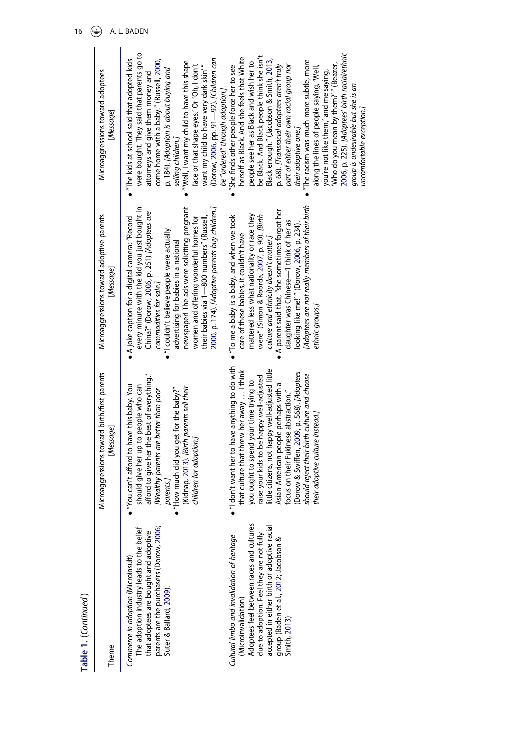**Table 1.** (*Continued*)

| Theme | Microaggressions toward birth/first parents [*Message*] | Microaggressions toward adoptive parents [*Message*] | Microaggressions toward adoptees [*Message*] |
|---|---|---|---|
| *Commerce in adoption* (Microinsult) The adoption industry leads to the belief that adoptees are bought and adoptive parents are the purchasers (Dorow, 2006; Suter & Ballard, 2009). | • "You can't afford to have this baby. You should give her up to people who can afford to give her the best of everything." [*Wealthy parents are better than poor parents.*] <br> • "How much did you get for the baby?" (Kidnap, 2013). [*Birth parents sell their children for adoption.*] | • A joke caption for a digital camera: "Record every minute with the kid you just bought in China?" (Dorow, 2006, p. 251) [*Adoptees are commodities for sale.*] <br> • "I couldn't believe people were actually advertising for babies in a national newspaper! The ads were soliciting pregnant women and offering wonderful homes for their babies via 1—800 numbers" (Russell, 2000, p. 174). [*Adoptive parents buy children.*] | • "The kids at school said that adopted kids were bought. They said that parents go to attorneys and give them money and come home with a baby." (Russell, 2000, p. 184). [*Adoption is about buying and selling children.*] <br> • "Well, I want my child to have this shape face or that shape eyes.' Or 'Oh, I don't want my child to have very dark skin'" (Dorow, 2006, pp. 91—92). [*Children can be "ordered" through adoption.*] |
| *Cultural limbo and invalidation of heritage* (Microinvalidation) Adoptees feel between races and cultures due to adoption. Feel they are not fully accepted in either birth or adoptive racial group (Baden et al., 2012; Jacobson & Smith, 2013) | • "I don't want her to have anything to do with that culture that threw her away … I think you ought to spend your time trying to raise your kids to be happy well-adjusted little citizens, not happy well-adjusted little Asian-American people perhaps with a focus on their Fukinese abstraction." (Dorow & Swiffen, 2009, p. 568). [*Adoptees should reject their birth culture and choose their adoptive culture instead.*] | • "To me a baby is a baby, and when we took care of these babies, it couldn't have mattered less what nationality or race they were" (Simon & Roorda, 2007, p. 90). [*Birth culture and ethnicity doesn't matter.*] <br> • A parent said that, "she sometimes forgot her daughter was Chinese—I think of her as looking like me!" (Dorow, 2006, p. 234). [*Adoptees are not really members of their birth ethnic groups.*] | • "She finds other people force her to see herself as Black. And she feels that White people see her as Black and wish her to be Black. And Black people think she isn't Black enough." (Jacobson & Smith, 2013, p. 68). [*Transracial adoptees aren't truly part of either their own racial group nor their adoptive one.*] <br> • "The racism was much more subtle, more along the lines of people saying, 'Well, you're not like them,' and me saying, 'Who do you mean by them?'" (Beazer, 2006, p. 225). [*Adoptees' birth racial/ethnic group is undesirable but she is an uncomfortable exception.*] |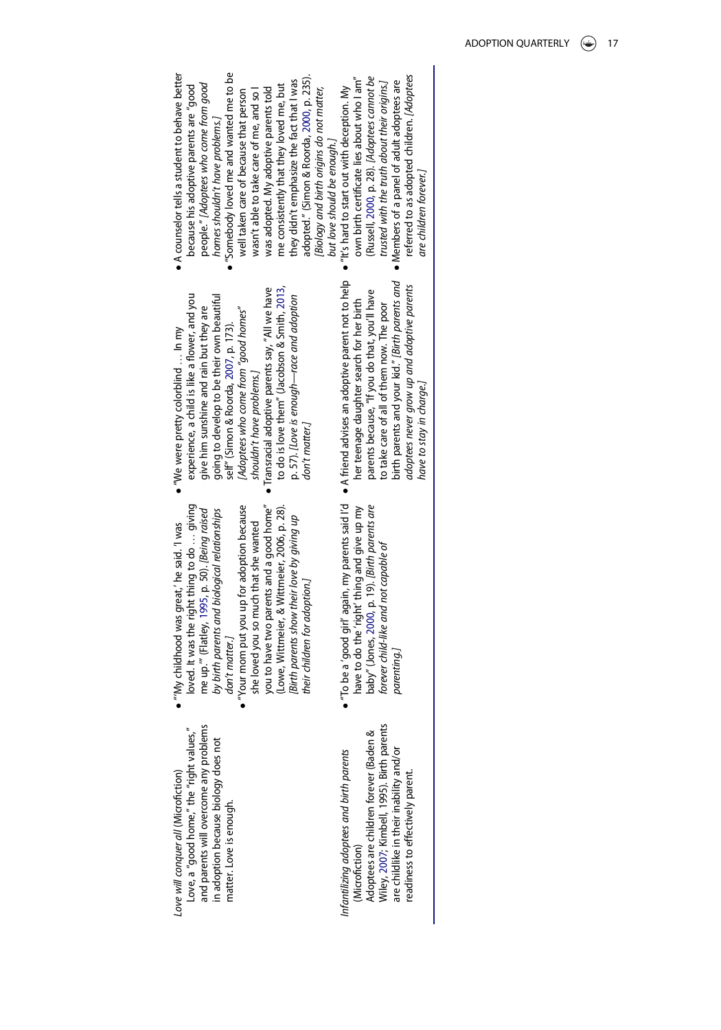| | | | |
|---|---|---|---|
| *Love will conquer all* (Microfiction)<br>Love, a "good home," the "right values," and parents will overcome any problems in adoption because biology does not matter. Love is enough. | • "'My childhood was great,' he said. 'I was loved. It was the right thing to do … giving me up.'" (Flatley, 1995, p. 50). *[Being raised by birth parents and biological relationships don't matter.]*<br>• "Your mom put you up for adoption because she loved you so much that she wanted you to have two parents and a good home" (Lowe, Wittmeier, & Wittmeier, 2006, p. 28). *[Birth parents show their love by giving up their children for adoption.]* | • "We were pretty colorblind … In my experience, a child is like a flower, and you give him sunshine and rain but they are going to develop to be their own beautiful self" (Simon & Roorda, 2007, p. 173). *[Adoptees who come from "good homes" shouldn't have problems.]*<br>• Transracial adoptive parents say, "All we have to do is love them" (Jacobson & Smith, 2013, p. 57). *[Love is enough—race and adoption don't matter.]* | • A counselor tells a student to behave better because his adoptive parents are "good people." *[Adoptees who come from good homes shouldn't have problems.]*<br>• "Somebody loved me and wanted me to be well taken care of because that person wasn't able to take care of me, and so I was adopted. My adoptive parents told me consistently that they loved me, but they didn't emphasize the fact that I was adopted." (Simon & Roorda, 2000, p. 235). *[Biology and birth origins do not matter, but love should be enough.]* |
| *Infantilizing adoptees and birth parents* (Microfiction)<br>Adoptees are children forever (Baden & Wiley, 2007; Kimbell, 1995). Birth parents are childlike in their inability and/or readiness to effectively parent. | • "To be a 'good girl' again, my parents said I'd have to do the 'right' thing and give up my baby" (Jones, 2000, p. 19). *[Birth parents are forever child-like and not capable of parenting.]* | • A friend advises an adoptive parent not to help her teenage daughter search for her birth parents because, "If you do that, you'll have to take care of all of them now. The poor birth parents and your kid." *[Birth parents and adoptees never grow up and adoptive parents have to stay in charge.]* | • "It's hard to start out with deception. My own birth certificate lies about who I am" (Russell, 2000, p. 28). *[Adoptees cannot be trusted with the truth about their origins.]*<br>• Members of a panel of adult adoptees are referred to as adopted children. *[Adoptees are children forever.]* |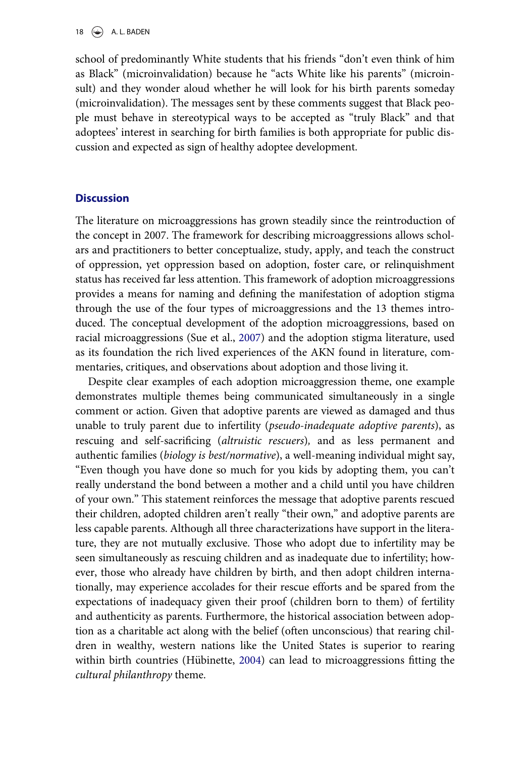school of predominantly White students that his friends "don't even think of him as Black" (microinvalidation) because he "acts White like his parents" (microinsult) and they wonder aloud whether he will look for his birth parents someday (microinvalidation). The messages sent by these comments suggest that Black people must behave in stereotypical ways to be accepted as "truly Black" and that adoptees' interest in searching for birth families is both appropriate for public discussion and expected as sign of healthy adoptee development.

## Discussion

The literature on microaggressions has grown steadily since the reintroduction of the concept in 2007. The framework for describing microaggressions allows scholars and practitioners to better conceptualize, study, apply, and teach the construct of oppression, yet oppression based on adoption, foster care, or relinquishment status has received far less attention. This framework of adoption microaggressions provides a means for naming and defining the manifestation of adoption stigma through the use of the four types of microaggressions and the 13 themes introduced. The conceptual development of the adoption microaggressions, based on racial microaggressions (Sue et al., 2007) and the adoption stigma literature, used as its foundation the rich lived experiences of the AKN found in literature, commentaries, critiques, and observations about adoption and those living it.

Despite clear examples of each adoption microaggression theme, one example demonstrates multiple themes being communicated simultaneously in a single comment or action. Given that adoptive parents are viewed as damaged and thus unable to truly parent due to infertility (*pseudo-inadequate adoptive parents*), as rescuing and self-sacrificing (*altruistic rescuers*), and as less permanent and authentic families (*biology is best/normative*), a well-meaning individual might say, "Even though you have done so much for you kids by adopting them, you can't really understand the bond between a mother and a child until you have children of your own." This statement reinforces the message that adoptive parents rescued their children, adopted children aren't really "their own," and adoptive parents are less capable parents. Although all three characterizations have support in the literature, they are not mutually exclusive. Those who adopt due to infertility may be seen simultaneously as rescuing children and as inadequate due to infertility; however, those who already have children by birth, and then adopt children internationally, may experience accolades for their rescue efforts and be spared from the expectations of inadequacy given their proof (children born to them) of fertility and authenticity as parents. Furthermore, the historical association between adoption as a charitable act along with the belief (often unconscious) that rearing children in wealthy, western nations like the United States is superior to rearing within birth countries (Hübinette, 2004) can lead to microaggressions fitting the *cultural philanthropy* theme.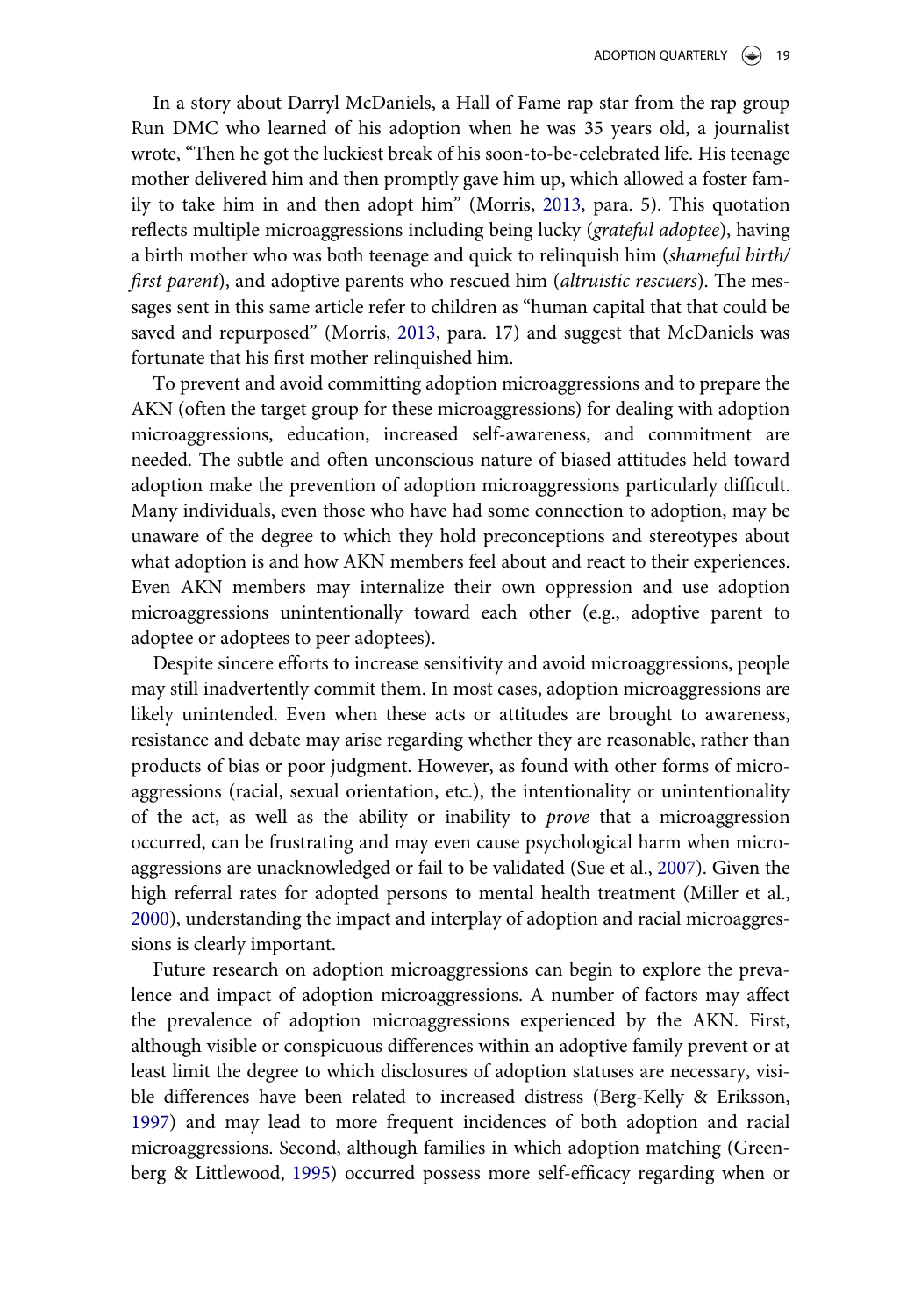In a story about Darryl McDaniels, a Hall of Fame rap star from the rap group Run DMC who learned of his adoption when he was 35 years old, a journalist wrote, "Then he got the luckiest break of his soon-to-be-celebrated life. His teenage mother delivered him and then promptly gave him up, which allowed a foster family to take him in and then adopt him" (Morris, 2013, para. 5). This quotation reflects multiple microaggressions including being lucky (*grateful adoptee*), having a birth mother who was both teenage and quick to relinquish him (*shameful birth/first parent*), and adoptive parents who rescued him (*altruistic rescuers*). The messages sent in this same article refer to children as "human capital that that could be saved and repurposed" (Morris, 2013, para. 17) and suggest that McDaniels was fortunate that his first mother relinquished him.

To prevent and avoid committing adoption microaggressions and to prepare the AKN (often the target group for these microaggressions) for dealing with adoption microaggressions, education, increased self-awareness, and commitment are needed. The subtle and often unconscious nature of biased attitudes held toward adoption make the prevention of adoption microaggressions particularly difficult. Many individuals, even those who have had some connection to adoption, may be unaware of the degree to which they hold preconceptions and stereotypes about what adoption is and how AKN members feel about and react to their experiences. Even AKN members may internalize their own oppression and use adoption microaggressions unintentionally toward each other (e.g., adoptive parent to adoptee or adoptees to peer adoptees).

Despite sincere efforts to increase sensitivity and avoid microaggressions, people may still inadvertently commit them. In most cases, adoption microaggressions are likely unintended. Even when these acts or attitudes are brought to awareness, resistance and debate may arise regarding whether they are reasonable, rather than products of bias or poor judgment. However, as found with other forms of microaggressions (racial, sexual orientation, etc.), the intentionality or unintentionality of the act, as well as the ability or inability to *prove* that a microaggression occurred, can be frustrating and may even cause psychological harm when microaggressions are unacknowledged or fail to be validated (Sue et al., 2007). Given the high referral rates for adopted persons to mental health treatment (Miller et al., 2000), understanding the impact and interplay of adoption and racial microaggressions is clearly important.

Future research on adoption microaggressions can begin to explore the prevalence and impact of adoption microaggressions. A number of factors may affect the prevalence of adoption microaggressions experienced by the AKN. First, although visible or conspicuous differences within an adoptive family prevent or at least limit the degree to which disclosures of adoption statuses are necessary, visible differences have been related to increased distress (Berg-Kelly & Eriksson, 1997) and may lead to more frequent incidences of both adoption and racial microaggressions. Second, although families in which adoption matching (Greenberg & Littlewood, 1995) occurred possess more self-efficacy regarding when or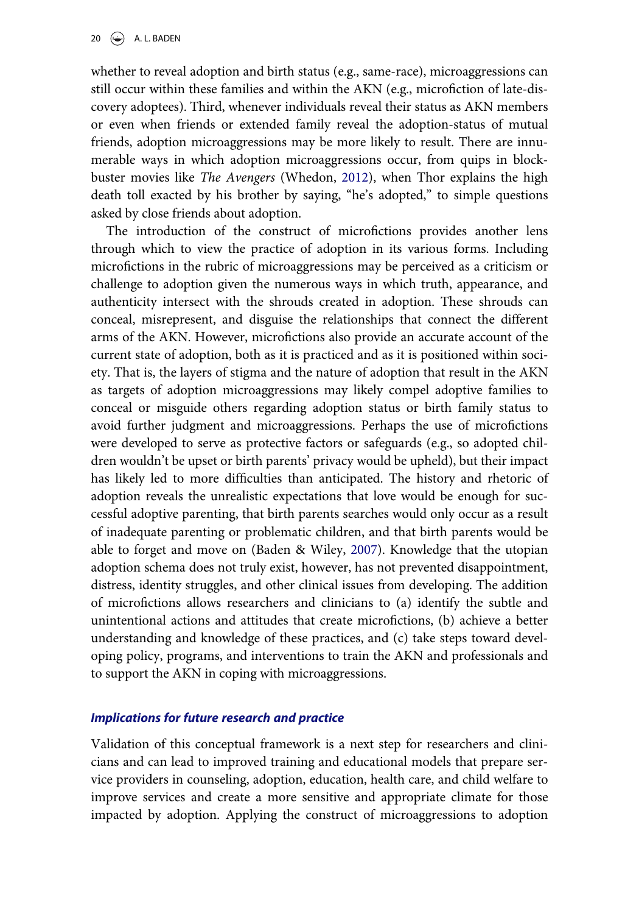whether to reveal adoption and birth status (e.g., same-race), microaggressions can still occur within these families and within the AKN (e.g., microfiction of late-discovery adoptees). Third, whenever individuals reveal their status as AKN members or even when friends or extended family reveal the adoption-status of mutual friends, adoption microaggressions may be more likely to result. There are innumerable ways in which adoption microaggressions occur, from quips in blockbuster movies like *The Avengers* (Whedon, 2012), when Thor explains the high death toll exacted by his brother by saying, "he's adopted," to simple questions asked by close friends about adoption.

The introduction of the construct of microfictions provides another lens through which to view the practice of adoption in its various forms. Including microfictions in the rubric of microaggressions may be perceived as a criticism or challenge to adoption given the numerous ways in which truth, appearance, and authenticity intersect with the shrouds created in adoption. These shrouds can conceal, misrepresent, and disguise the relationships that connect the different arms of the AKN. However, microfictions also provide an accurate account of the current state of adoption, both as it is practiced and as it is positioned within society. That is, the layers of stigma and the nature of adoption that result in the AKN as targets of adoption microaggressions may likely compel adoptive families to conceal or misguide others regarding adoption status or birth family status to avoid further judgment and microaggressions. Perhaps the use of microfictions were developed to serve as protective factors or safeguards (e.g., so adopted children wouldn't be upset or birth parents' privacy would be upheld), but their impact has likely led to more difficulties than anticipated. The history and rhetoric of adoption reveals the unrealistic expectations that love would be enough for successful adoptive parenting, that birth parents searches would only occur as a result of inadequate parenting or problematic children, and that birth parents would be able to forget and move on (Baden & Wiley, 2007). Knowledge that the utopian adoption schema does not truly exist, however, has not prevented disappointment, distress, identity struggles, and other clinical issues from developing. The addition of microfictions allows researchers and clinicians to (a) identify the subtle and unintentional actions and attitudes that create microfictions, (b) achieve a better understanding and knowledge of these practices, and (c) take steps toward developing policy, programs, and interventions to train the AKN and professionals and to support the AKN in coping with microaggressions.

### *Implications for future research and practice*

Validation of this conceptual framework is a next step for researchers and clinicians and can lead to improved training and educational models that prepare service providers in counseling, adoption, education, health care, and child welfare to improve services and create a more sensitive and appropriate climate for those impacted by adoption. Applying the construct of microaggressions to adoption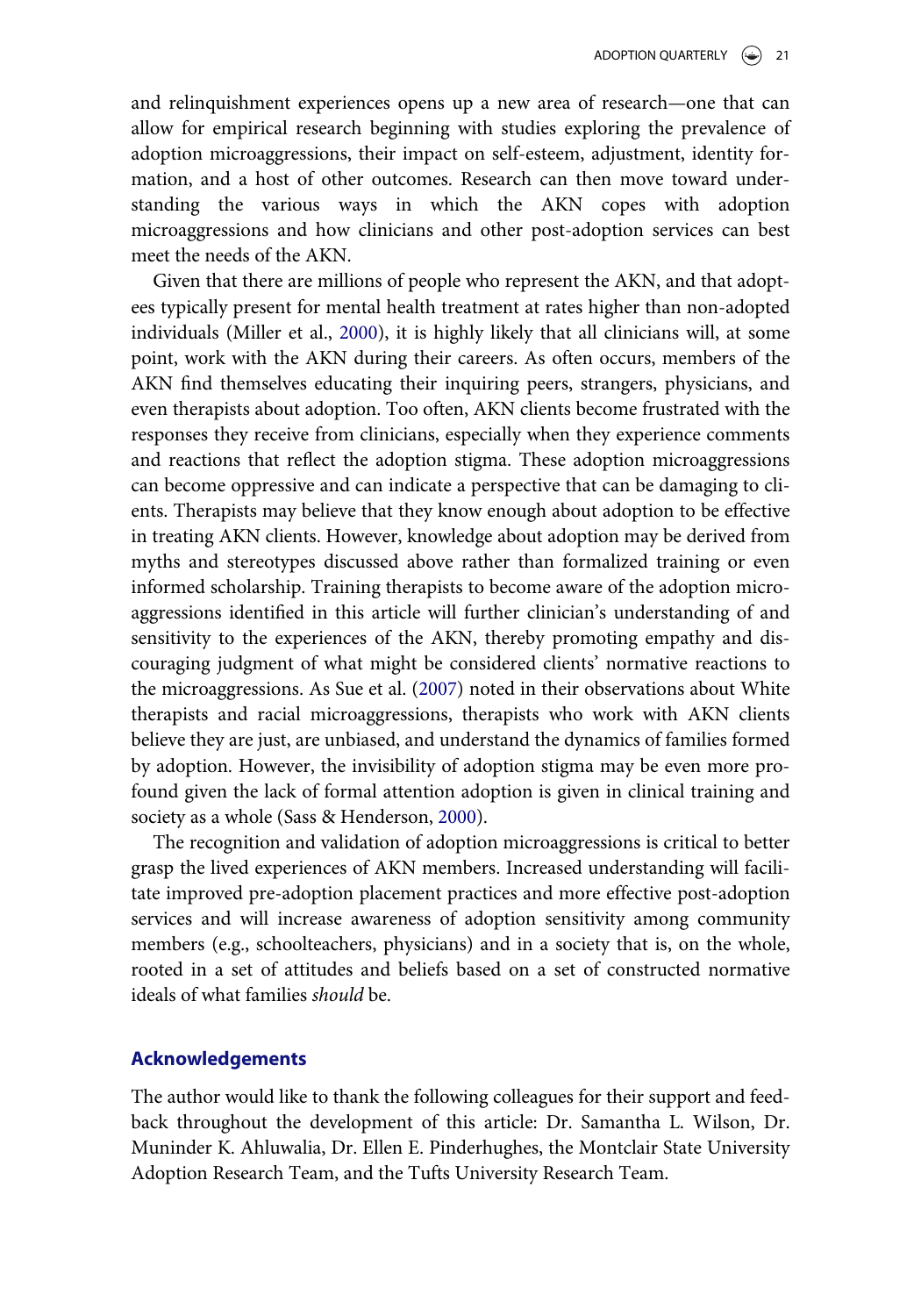and relinquishment experiences opens up a new area of research—one that can allow for empirical research beginning with studies exploring the prevalence of adoption microaggressions, their impact on self-esteem, adjustment, identity formation, and a host of other outcomes. Research can then move toward understanding the various ways in which the AKN copes with adoption microaggressions and how clinicians and other post-adoption services can best meet the needs of the AKN.

Given that there are millions of people who represent the AKN, and that adoptees typically present for mental health treatment at rates higher than non-adopted individuals (Miller et al., 2000), it is highly likely that all clinicians will, at some point, work with the AKN during their careers. As often occurs, members of the AKN find themselves educating their inquiring peers, strangers, physicians, and even therapists about adoption. Too often, AKN clients become frustrated with the responses they receive from clinicians, especially when they experience comments and reactions that reflect the adoption stigma. These adoption microaggressions can become oppressive and can indicate a perspective that can be damaging to clients. Therapists may believe that they know enough about adoption to be effective in treating AKN clients. However, knowledge about adoption may be derived from myths and stereotypes discussed above rather than formalized training or even informed scholarship. Training therapists to become aware of the adoption microaggressions identified in this article will further clinician's understanding of and sensitivity to the experiences of the AKN, thereby promoting empathy and discouraging judgment of what might be considered clients' normative reactions to the microaggressions. As Sue et al. (2007) noted in their observations about White therapists and racial microaggressions, therapists who work with AKN clients believe they are just, are unbiased, and understand the dynamics of families formed by adoption. However, the invisibility of adoption stigma may be even more profound given the lack of formal attention adoption is given in clinical training and society as a whole (Sass & Henderson, 2000).

The recognition and validation of adoption microaggressions is critical to better grasp the lived experiences of AKN members. Increased understanding will facilitate improved pre-adoption placement practices and more effective post-adoption services and will increase awareness of adoption sensitivity among community members (e.g., schoolteachers, physicians) and in a society that is, on the whole, rooted in a set of attitudes and beliefs based on a set of constructed normative ideals of what families *should* be.

## Acknowledgements

The author would like to thank the following colleagues for their support and feedback throughout the development of this article: Dr. Samantha L. Wilson, Dr. Muninder K. Ahluwalia, Dr. Ellen E. Pinderhughes, the Montclair State University Adoption Research Team, and the Tufts University Research Team.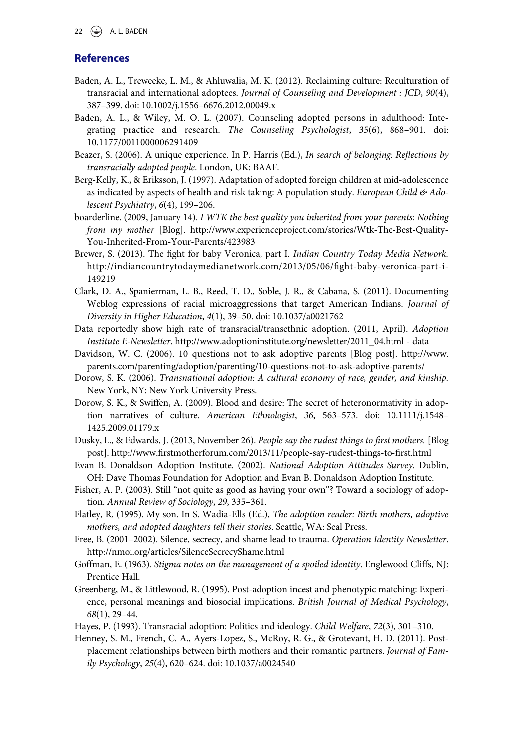## References

Baden, A. L., Treweeke, L. M., & Ahluwalia, M. K. (2012). Reclaiming culture: Reculturation of transracial and international adoptees. *Journal of Counseling and Development : JCD*, *90*(4), 387–399. doi: 10.1002/j.1556–6676.2012.00049.x

Baden, A. L., & Wiley, M. O. L. (2007). Counseling adopted persons in adulthood: Integrating practice and research. *The Counseling Psychologist*, *35*(6), 868–901. doi: 10.1177/0011000006291409

Beazer, S. (2006). A unique experience. In P. Harris (Ed.), *In search of belonging: Reflections by transracially adopted people*. London, UK: BAAF.

Berg-Kelly, K., & Eriksson, J. (1997). Adaptation of adopted foreign children at mid-adolescence as indicated by aspects of health and risk taking: A population study. *European Child & Adolescent Psychiatry*, *6*(4), 199–206.

boarderline. (2009, January 14). *I WTK the best quality you inherited from your parents: Nothing from my mother* [Blog]. http://www.experienceproject.com/stories/Wtk-The-Best-Quality-You-Inherited-From-Your-Parents/423983

Brewer, S. (2013). The fight for baby Veronica, part I. *Indian Country Today Media Network*. http://indiancountrytodaymedianetwork.com/2013/05/06/fight-baby-veronica-part-i-149219

Clark, D. A., Spanierman, L. B., Reed, T. D., Soble, J. R., & Cabana, S. (2011). Documenting Weblog expressions of racial microaggressions that target American Indians. *Journal of Diversity in Higher Education*, *4*(1), 39–50. doi: 10.1037/a0021762

Data reportedly show high rate of transracial/transethnic adoption. (2011, April). *Adoption Institute E-Newsletter*. http://www.adoptioninstitute.org/newsletter/2011_04.html - data

Davidson, W. C. (2006). 10 questions not to ask adoptive parents [Blog post]. http://www.parents.com/parenting/adoption/parenting/10-questions-not-to-ask-adoptive-parents/

Dorow, S. K. (2006). *Transnational adoption: A cultural economy of race, gender, and kinship*. New York, NY: New York University Press.

Dorow, S. K., & Swiffen, A. (2009). Blood and desire: The secret of heteronormativity in adoption narratives of culture. *American Ethnologist*, *36*, 563–573. doi: 10.1111/j.1548–1425.2009.01179.x

Dusky, L., & Edwards, J. (2013, November 26). *People say the rudest things to first mothers*. [Blog post]. http://www.firstmotherforum.com/2013/11/people-say-rudest-things-to-first.html

Evan B. Donaldson Adoption Institute. (2002). *National Adoption Attitudes Survey*. Dublin, OH: Dave Thomas Foundation for Adoption and Evan B. Donaldson Adoption Institute.

Fisher, A. P. (2003). Still "not quite as good as having your own"? Toward a sociology of adoption. *Annual Review of Sociology*, *29*, 335–361.

Flatley, R. (1995). My son. In S. Wadia-Ells (Ed.), *The adoption reader: Birth mothers, adoptive mothers, and adopted daughters tell their stories*. Seattle, WA: Seal Press.

Free, B. (2001–2002). Silence, secrecy, and shame lead to trauma. *Operation Identity Newsletter*. http://nmoi.org/articles/SilenceSecrecyShame.html

Goffman, E. (1963). *Stigma notes on the management of a spoiled identity*. Englewood Cliffs, NJ: Prentice Hall.

Greenberg, M., & Littlewood, R. (1995). Post-adoption incest and phenotypic matching: Experience, personal meanings and biosocial implications. *British Journal of Medical Psychology*, *68*(1), 29–44.

Hayes, P. (1993). Transracial adoption: Politics and ideology. *Child Welfare*, *72*(3), 301–310.

Henney, S. M., French, C. A., Ayers-Lopez, S., McRoy, R. G., & Grotevant, H. D. (2011). Post-placement relationships between birth mothers and their romantic partners. *Journal of Family Psychology*, *25*(4), 620–624. doi: 10.1037/a0024540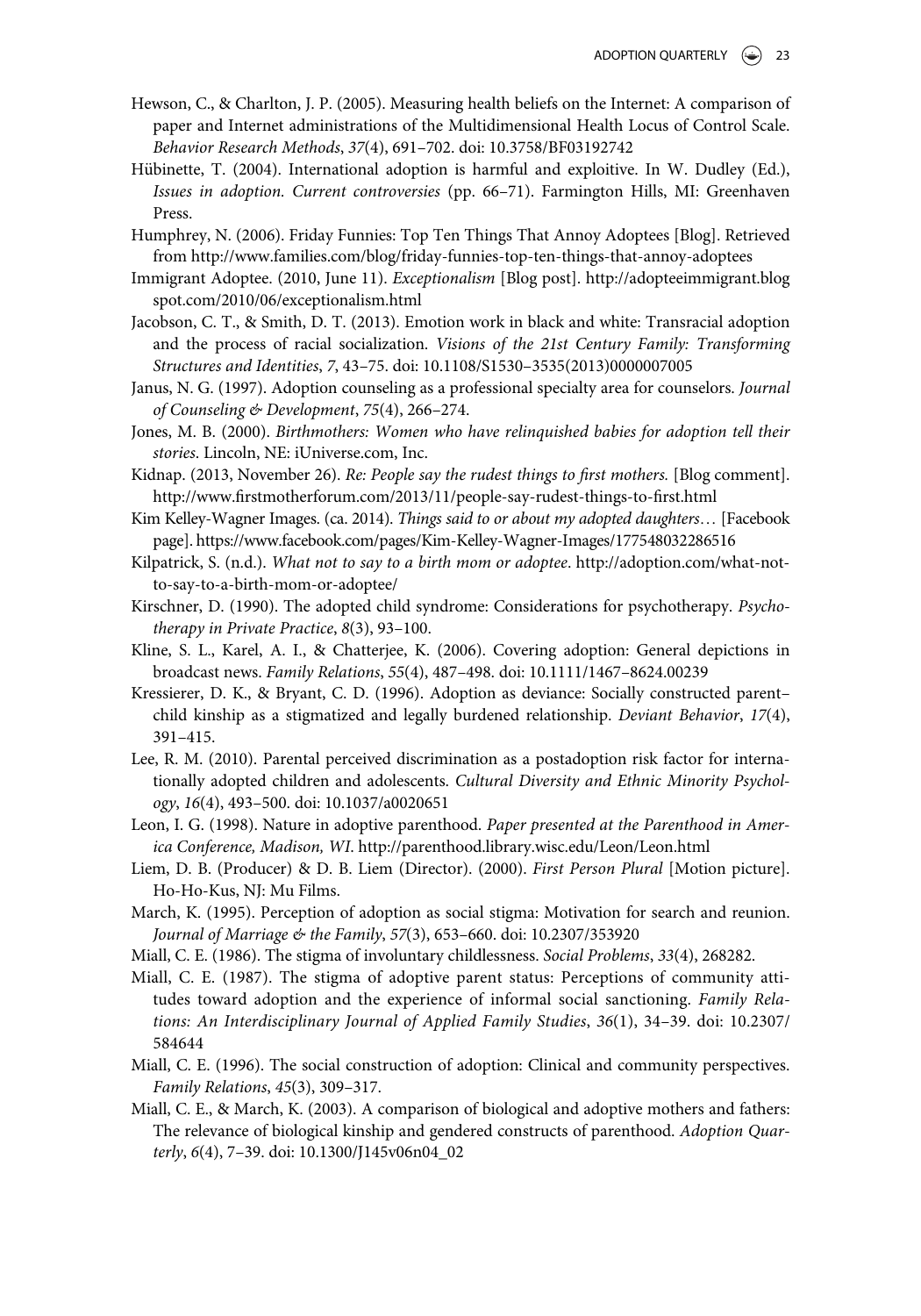Hewson, C., & Charlton, J. P. (2005). Measuring health beliefs on the Internet: A comparison of paper and Internet administrations of the Multidimensional Health Locus of Control Scale. *Behavior Research Methods*, *37*(4), 691–702. doi: 10.3758/BF03192742

Hübinette, T. (2004). International adoption is harmful and exploitive. In W. Dudley (Ed.), *Issues in adoption. Current controversies* (pp. 66–71). Farmington Hills, MI: Greenhaven Press.

Humphrey, N. (2006). Friday Funnies: Top Ten Things That Annoy Adoptees [Blog]. Retrieved from http://www.families.com/blog/friday-funnies-top-ten-things-that-annoy-adoptees

Immigrant Adoptee. (2010, June 11). *Exceptionalism* [Blog post]. http://adopteeimmigrant.blogspot.com/2010/06/exceptionalism.html

Jacobson, C. T., & Smith, D. T. (2013). Emotion work in black and white: Transracial adoption and the process of racial socialization. *Visions of the 21st Century Family: Transforming Structures and Identities*, *7*, 43–75. doi: 10.1108/S1530–3535(2013)0000007005

Janus, N. G. (1997). Adoption counseling as a professional specialty area for counselors. *Journal of Counseling & Development*, *75*(4), 266–274.

Jones, M. B. (2000). *Birthmothers: Women who have relinquished babies for adoption tell their stories*. Lincoln, NE: iUniverse.com, Inc.

Kidnap. (2013, November 26). *Re: People say the rudest things to first mothers.* [Blog comment]. http://www.firstmotherforum.com/2013/11/people-say-rudest-things-to-first.html

Kim Kelley-Wagner Images. (ca. 2014). *Things said to or about my adopted daughters…* [Facebook page]. https://www.facebook.com/pages/Kim-Kelley-Wagner-Images/177548032286516

Kilpatrick, S. (n.d.). *What not to say to a birth mom or adoptee*. http://adoption.com/what-not-to-say-to-a-birth-mom-or-adoptee/

Kirschner, D. (1990). The adopted child syndrome: Considerations for psychotherapy. *Psychotherapy in Private Practice*, *8*(3), 93–100.

Kline, S. L., Karel, A. I., & Chatterjee, K. (2006). Covering adoption: General depictions in broadcast news. *Family Relations*, *55*(4), 487–498. doi: 10.1111/1467–8624.00239

Kressierer, D. K., & Bryant, C. D. (1996). Adoption as deviance: Socially constructed parent–child kinship as a stigmatized and legally burdened relationship. *Deviant Behavior*, *17*(4), 391–415.

Lee, R. M. (2010). Parental perceived discrimination as a postadoption risk factor for internationally adopted children and adolescents. *Cultural Diversity and Ethnic Minority Psychology*, *16*(4), 493–500. doi: 10.1037/a0020651

Leon, I. G. (1998). Nature in adoptive parenthood. *Paper presented at the Parenthood in America Conference, Madison, WI*. http://parenthood.library.wisc.edu/Leon/Leon.html

Liem, D. B. (Producer) & D. B. Liem (Director). (2000). *First Person Plural* [Motion picture]. Ho-Ho-Kus, NJ: Mu Films.

March, K. (1995). Perception of adoption as social stigma: Motivation for search and reunion. *Journal of Marriage & the Family*, *57*(3), 653–660. doi: 10.2307/353920

Miall, C. E. (1986). The stigma of involuntary childlessness. *Social Problems*, *33*(4), 268282.

Miall, C. E. (1987). The stigma of adoptive parent status: Perceptions of community attitudes toward adoption and the experience of informal social sanctioning. *Family Relations: An Interdisciplinary Journal of Applied Family Studies*, *36*(1), 34–39. doi: 10.2307/584644

Miall, C. E. (1996). The social construction of adoption: Clinical and community perspectives. *Family Relations*, *45*(3), 309–317.

Miall, C. E., & March, K. (2003). A comparison of biological and adoptive mothers and fathers: The relevance of biological kinship and gendered constructs of parenthood. *Adoption Quarterly*, *6*(4), 7–39. doi: 10.1300/J145v06n04_02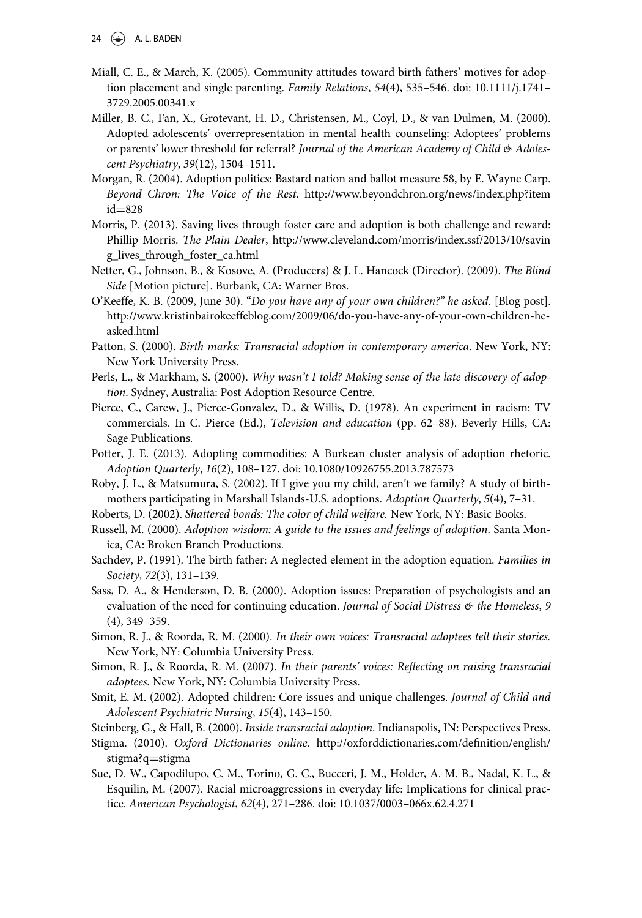Miall, C. E., & March, K. (2005). Community attitudes toward birth fathers' motives for adoption placement and single parenting. *Family Relations*, *54*(4), 535–546. doi: 10.1111/j.1741–3729.2005.00341.x

Miller, B. C., Fan, X., Grotevant, H. D., Christensen, M., Coyl, D., & van Dulmen, M. (2000). Adopted adolescents' overrepresentation in mental health counseling: Adoptees' problems or parents' lower threshold for referral? *Journal of the American Academy of Child & Adolescent Psychiatry*, *39*(12), 1504–1511.

Morgan, R. (2004). Adoption politics: Bastard nation and ballot measure 58, by E. Wayne Carp. *Beyond Chron: The Voice of the Rest*. http://www.beyondchron.org/news/index.php?itemid=828

Morris, P. (2013). Saving lives through foster care and adoption is both challenge and reward: Phillip Morris. *The Plain Dealer*, http://www.cleveland.com/morris/index.ssf/2013/10/saving_lives_through_foster_ca.html

Netter, G., Johnson, B., & Kosove, A. (Producers) & J. L. Hancock (Director). (2009). *The Blind Side* [Motion picture]. Burbank, CA: Warner Bros.

O'Keeffe, K. B. (2009, June 30). "*Do you have any of your own children?" he asked.* [Blog post]. http://www.kristinbairokeeffeblog.com/2009/06/do-you-have-any-of-your-own-children-he-asked.html

Patton, S. (2000). *Birth marks: Transracial adoption in contemporary america*. New York, NY: New York University Press.

Perls, L., & Markham, S. (2000). *Why wasn't I told? Making sense of the late discovery of adoption*. Sydney, Australia: Post Adoption Resource Centre.

Pierce, C., Carew, J., Pierce-Gonzalez, D., & Willis, D. (1978). An experiment in racism: TV commercials. In C. Pierce (Ed.), *Television and education* (pp. 62–88). Beverly Hills, CA: Sage Publications.

Potter, J. E. (2013). Adopting commodities: A Burkean cluster analysis of adoption rhetoric. *Adoption Quarterly*, *16*(2), 108–127. doi: 10.1080/10926755.2013.787573

Roby, J. L., & Matsumura, S. (2002). If I give you my child, aren't we family? A study of birthmothers participating in Marshall Islands-U.S. adoptions. *Adoption Quarterly*, *5*(4), 7–31.

Roberts, D. (2002). *Shattered bonds: The color of child welfare.* New York, NY: Basic Books.

Russell, M. (2000). *Adoption wisdom: A guide to the issues and feelings of adoption*. Santa Monica, CA: Broken Branch Productions.

Sachdev, P. (1991). The birth father: A neglected element in the adoption equation. *Families in Society*, *72*(3), 131–139.

Sass, D. A., & Henderson, D. B. (2000). Adoption issues: Preparation of psychologists and an evaluation of the need for continuing education. *Journal of Social Distress & the Homeless*, *9* (4), 349–359.

Simon, R. J., & Roorda, R. M. (2000). *In their own voices: Transracial adoptees tell their stories.* New York, NY: Columbia University Press.

Simon, R. J., & Roorda, R. M. (2007). *In their parents' voices: Reflecting on raising transracial adoptees.* New York, NY: Columbia University Press.

Smit, E. M. (2002). Adopted children: Core issues and unique challenges. *Journal of Child and Adolescent Psychiatric Nursing*, *15*(4), 143–150.

Steinberg, G., & Hall, B. (2000). *Inside transracial adoption*. Indianapolis, IN: Perspectives Press.

Stigma. (2010). *Oxford Dictionaries online*. http://oxforddictionaries.com/definition/english/stigma?q=stigma

Sue, D. W., Capodilupo, C. M., Torino, G. C., Bucceri, J. M., Holder, A. M. B., Nadal, K. L., & Esquilin, M. (2007). Racial microaggressions in everyday life: Implications for clinical practice. *American Psychologist*, *62*(4), 271–286. doi: 10.1037/0003–066x.62.4.271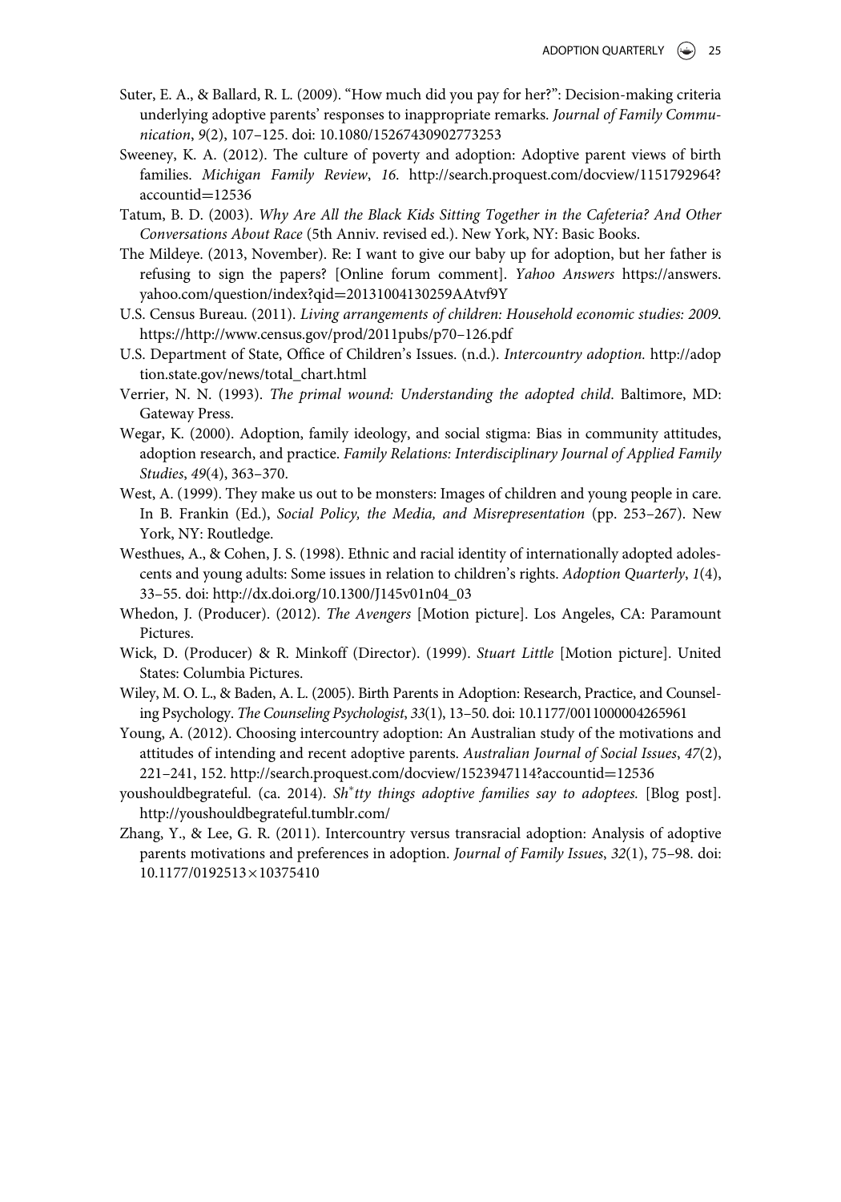Suter, E. A., & Ballard, R. L. (2009). "How much did you pay for her?": Decision-making criteria underlying adoptive parents' responses to inappropriate remarks. *Journal of Family Communication*, *9*(2), 107–125. doi: 10.1080/15267430902773253

Sweeney, K. A. (2012). The culture of poverty and adoption: Adoptive parent views of birth families. *Michigan Family Review*, *16*. http://search.proquest.com/docview/1151792964?accountid=12536

Tatum, B. D. (2003). *Why Are All the Black Kids Sitting Together in the Cafeteria? And Other Conversations About Race* (5th Anniv. revised ed.). New York, NY: Basic Books.

The Mildeye. (2013, November). Re: I want to give our baby up for adoption, but her father is refusing to sign the papers? [Online forum comment]. *Yahoo Answers* https://answers.yahoo.com/question/index?qid=20131004130259AAtvf9Y

U.S. Census Bureau. (2011). *Living arrangements of children: Household economic studies: 2009.* https://http://www.census.gov/prod/2011pubs/p70–126.pdf

U.S. Department of State, Office of Children's Issues. (n.d.). *Intercountry adoption.* http://adoption.state.gov/news/total_chart.html

Verrier, N. N. (1993). *The primal wound: Understanding the adopted child.* Baltimore, MD: Gateway Press.

Wegar, K. (2000). Adoption, family ideology, and social stigma: Bias in community attitudes, adoption research, and practice. *Family Relations: Interdisciplinary Journal of Applied Family Studies*, *49*(4), 363–370.

West, A. (1999). They make us out to be monsters: Images of children and young people in care. In B. Frankin (Ed.), *Social Policy, the Media, and Misrepresentation* (pp. 253–267). New York, NY: Routledge.

Westhues, A., & Cohen, J. S. (1998). Ethnic and racial identity of internationally adopted adolescents and young adults: Some issues in relation to children's rights. *Adoption Quarterly*, *1*(4), 33–55. doi: http://dx.doi.org/10.1300/J145v01n04_03

Whedon, J. (Producer). (2012). *The Avengers* [Motion picture]. Los Angeles, CA: Paramount Pictures.

Wick, D. (Producer) & R. Minkoff (Director). (1999). *Stuart Little* [Motion picture]. United States: Columbia Pictures.

Wiley, M. O. L., & Baden, A. L. (2005). Birth Parents in Adoption: Research, Practice, and Counseling Psychology. *The Counseling Psychologist*, *33*(1), 13–50. doi: 10.1177/0011000004265961

Young, A. (2012). Choosing intercountry adoption: An Australian study of the motivations and attitudes of intending and recent adoptive parents. *Australian Journal of Social Issues*, *47*(2), 221–241, 152. http://search.proquest.com/docview/1523947114?accountid=12536

youshouldbegrateful. (ca. 2014). *Sh\*tty things adoptive families say to adoptees.* [Blog post]. http://youshouldbegrateful.tumblr.com/

Zhang, Y., & Lee, G. R. (2011). Intercountry versus transracial adoption: Analysis of adoptive parents motivations and preferences in adoption. *Journal of Family Issues*, *32*(1), 75–98. doi: 10.1177/0192513×10375410